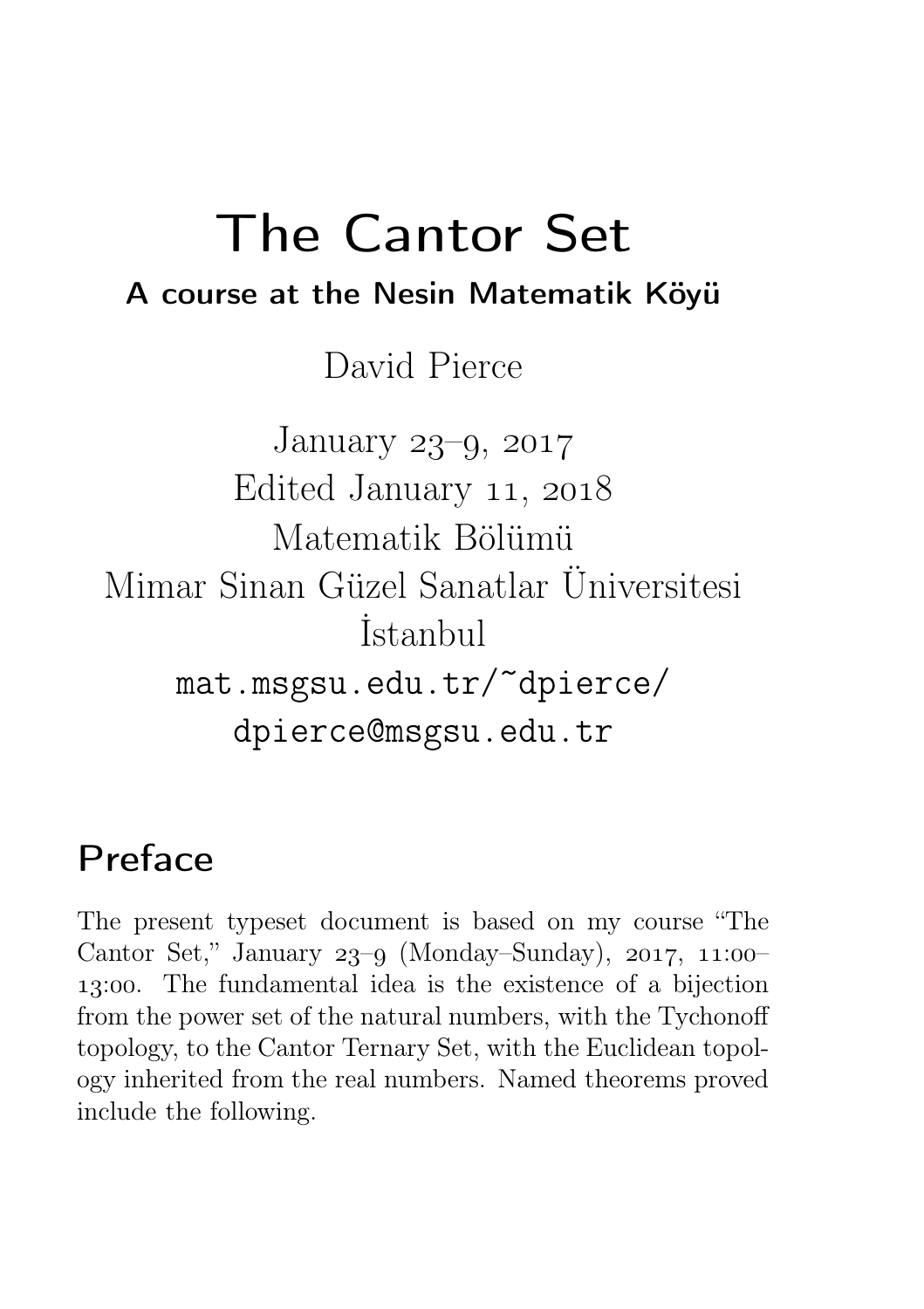# The Cantor Set

### A course at the Nesin Matematik Köyü

David Pierce

January 23–9, 2017
Edited January 11, 2018
Matematik Bölümü
Mimar Sinan Güzel Sanatlar Üniversitesi
İstanbul
mat.msgsu.edu.tr/~dpierce/
dpierce@msgsu.edu.tr

## Preface

The present typeset document is based on my course "The Cantor Set," January 23–9 (Monday–Sunday), 2017, 11:00–13:00. The fundamental idea is the existence of a bijection from the power set of the natural numbers, with the Tychonoff topology, to the Cantor Ternary Set, with the Euclidean topology inherited from the real numbers. Named theorems proved include the following.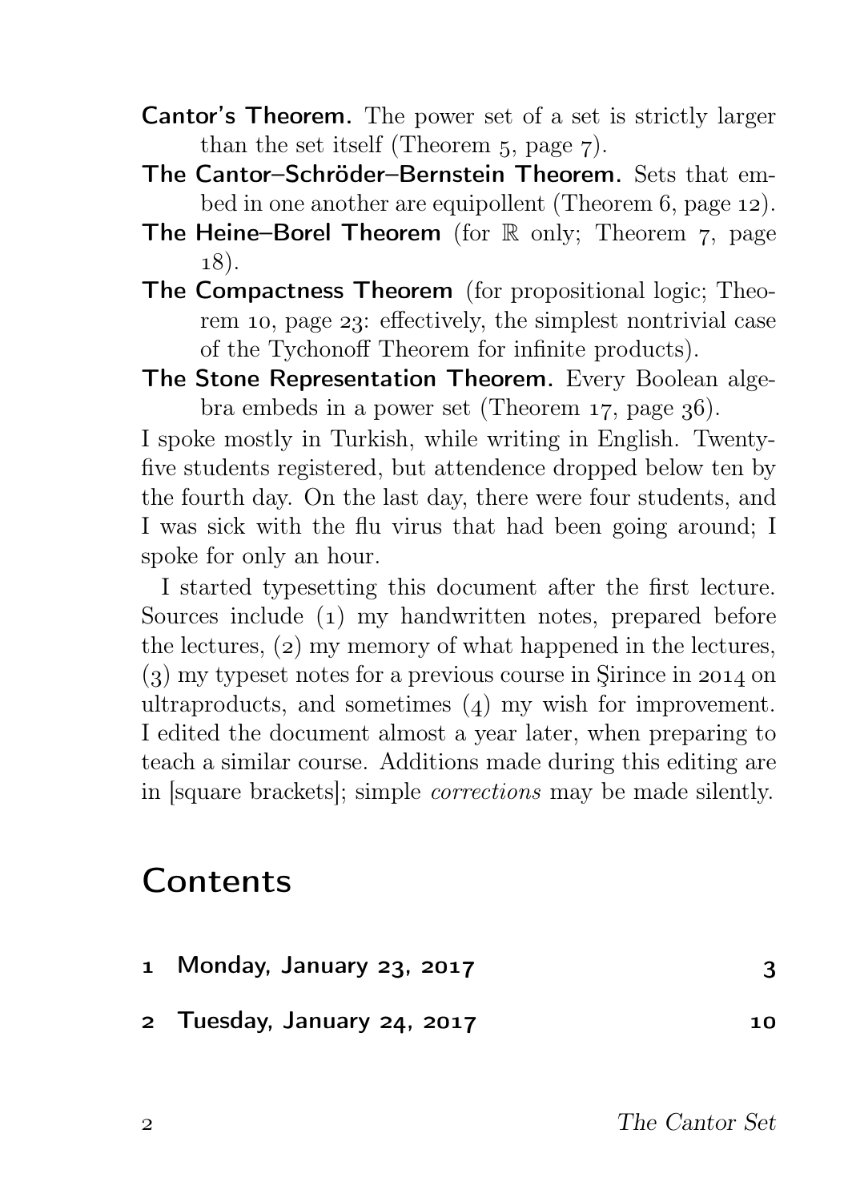**Cantor's Theorem.** The power set of a set is strictly larger than the set itself (Theorem 5, page 7).

**The Cantor–Schröder–Bernstein Theorem.** Sets that embed in one another are equipollent (Theorem 6, page 12).

**The Heine–Borel Theorem** (for $\mathbb{R}$ only; Theorem 7, page 18).

**The Compactness Theorem** (for propositional logic; Theorem 10, page 23: effectively, the simplest nontrivial case of the Tychonoff Theorem for infinite products).

**The Stone Representation Theorem.** Every Boolean algebra embeds in a power set (Theorem 17, page 36).

I spoke mostly in Turkish, while writing in English. Twenty-five students registered, but attendence dropped below ten by the fourth day. On the last day, there were four students, and I was sick with the flu virus that had been going around; I spoke for only an hour.

I started typesetting this document after the first lecture. Sources include (1) my handwritten notes, prepared before the lectures, (2) my memory of what happened in the lectures, (3) my typeset notes for a previous course in Şirince in 2014 on ultraproducts, and sometimes (4) my wish for improvement. I edited the document almost a year later, when preparing to teach a similar course. Additions made during this editing are in [square brackets]; simple *corrections* may be made silently.

## Contents

1 Monday, January 23, 2017 — 3

2 Tuesday, January 24, 2017 — 10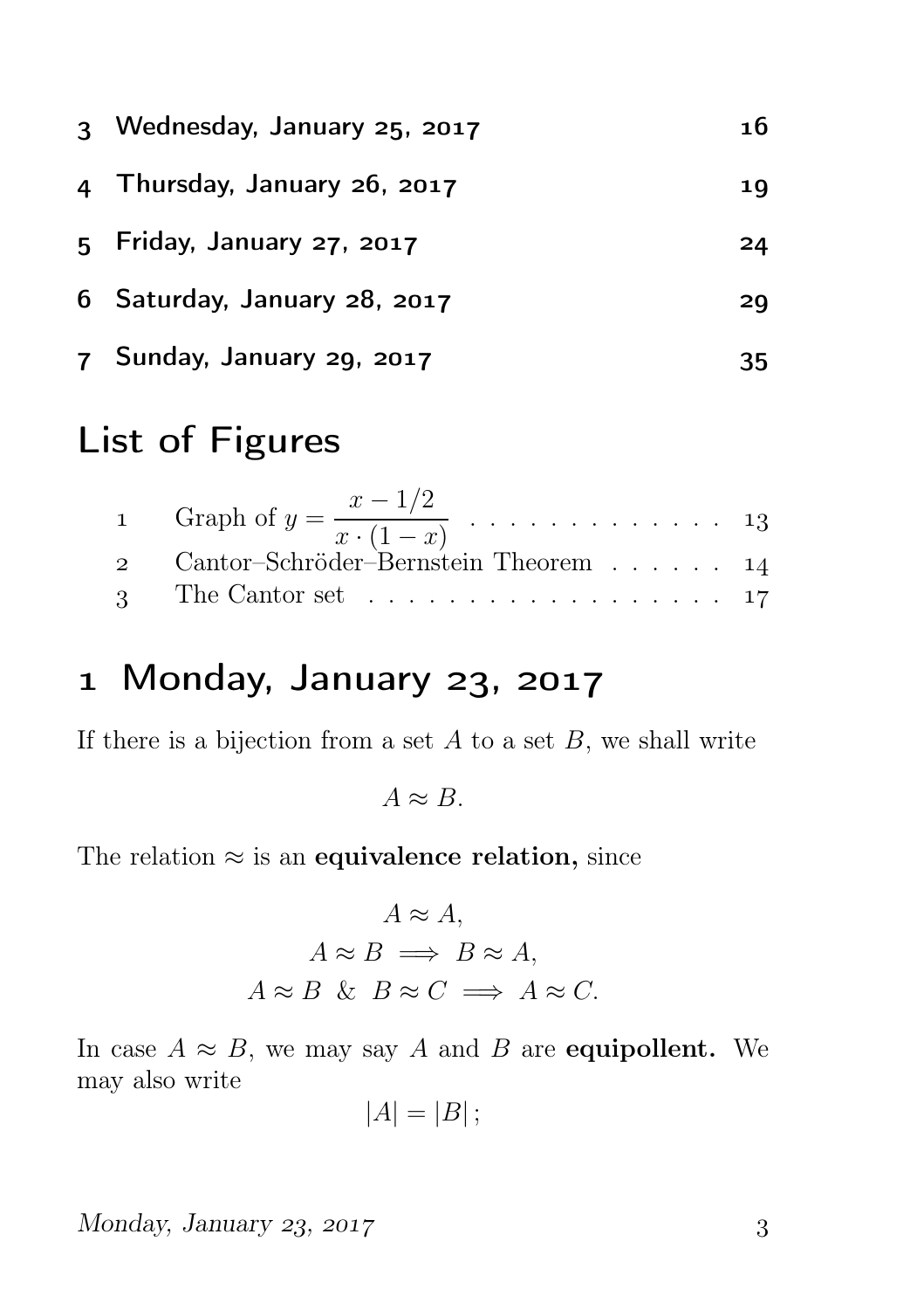3 Wednesday, January 25, 2017 16

4 Thursday, January 26, 2017 19

5 Friday, January 27, 2017 24

6 Saturday, January 28, 2017 29

7 Sunday, January 29, 2017 35

## List of Figures

1 Graph of $y = \dfrac{x - 1/2}{x \cdot (1 - x)}$ . . . . . . . . . . . . . 13

2 Cantor–Schröder–Bernstein Theorem . . . . . . 14

3 The Cantor set . . . . . . . . . . . . . . . . . . 17

## 1 Monday, January 23, 2017

If there is a bijection from a set $A$ to a set $B$, we shall write

$$A \approx B.$$

The relation $\approx$ is an **equivalence relation,** since

$$A \approx A,$$
$$A \approx B \implies B \approx A,$$
$$A \approx B \ \& \ B \approx C \implies A \approx C.$$

In case $A \approx B$, we may say $A$ and $B$ are **equipollent.** We may also write

$$|A| = |B|;$$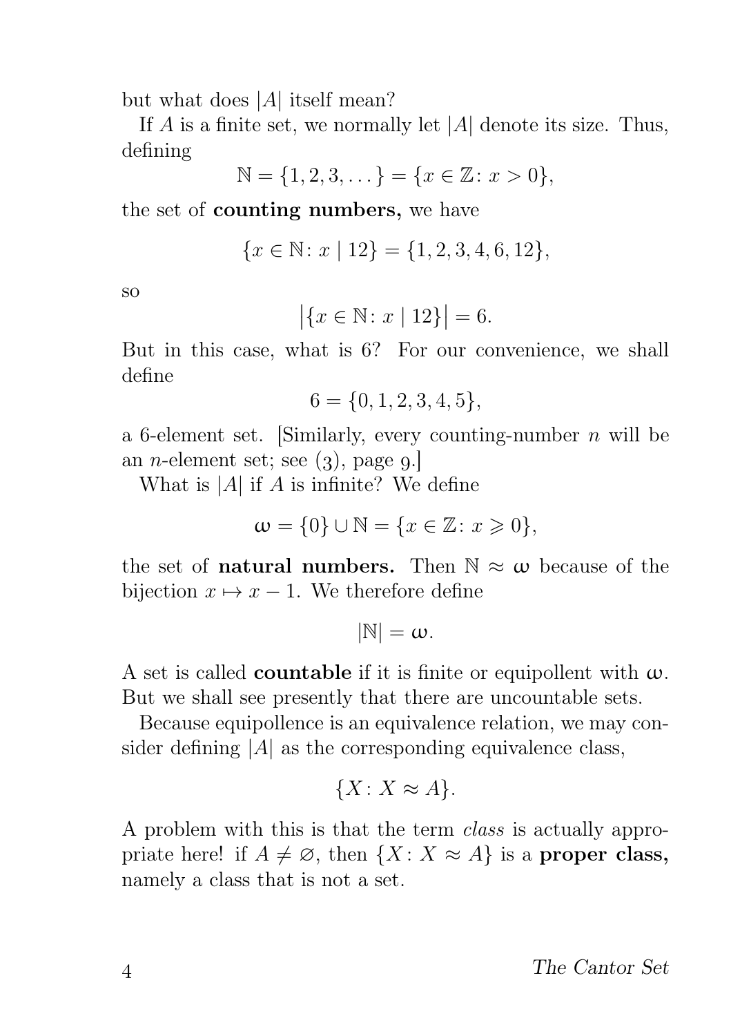but what does $|A|$ itself mean?

If $A$ is a finite set, we normally let $|A|$ denote its size. Thus, defining

$$\mathbb{N} = \{1, 2, 3, \dots\} = \{x \in \mathbb{Z} \colon x > 0\},$$

the set of **counting numbers,** we have

$$\{x \in \mathbb{N} \colon x \mid 12\} = \{1, 2, 3, 4, 6, 12\},$$

so

$$\bigl|\{x \in \mathbb{N} \colon x \mid 12\}\bigr| = 6.$$

But in this case, what is 6? For our convenience, we shall define

$$6 = \{0, 1, 2, 3, 4, 5\},$$

a 6-element set. [Similarly, every counting-number $n$ will be an $n$-element set; see (3), page 9.]

What is $|A|$ if $A$ is infinite? We define

$$\omega = \{0\} \cup \mathbb{N} = \{x \in \mathbb{Z} \colon x \geqslant 0\},$$

the set of **natural numbers.** Then $\mathbb{N} \approx \omega$ because of the bijection $x \mapsto x - 1$. We therefore define

$$|\mathbb{N}| = \omega.$$

A set is called **countable** if it is finite or equipollent with $\omega$. But we shall see presently that there are uncountable sets.

Because equipollence is an equivalence relation, we may consider defining $|A|$ as the corresponding equivalence class,

$$\{X \colon X \approx A\}.$$

A problem with this is that the term *class* is actually appropriate here! if $A \neq \varnothing$, then $\{X \colon X \approx A\}$ is a **proper class,** namely a class that is not a set.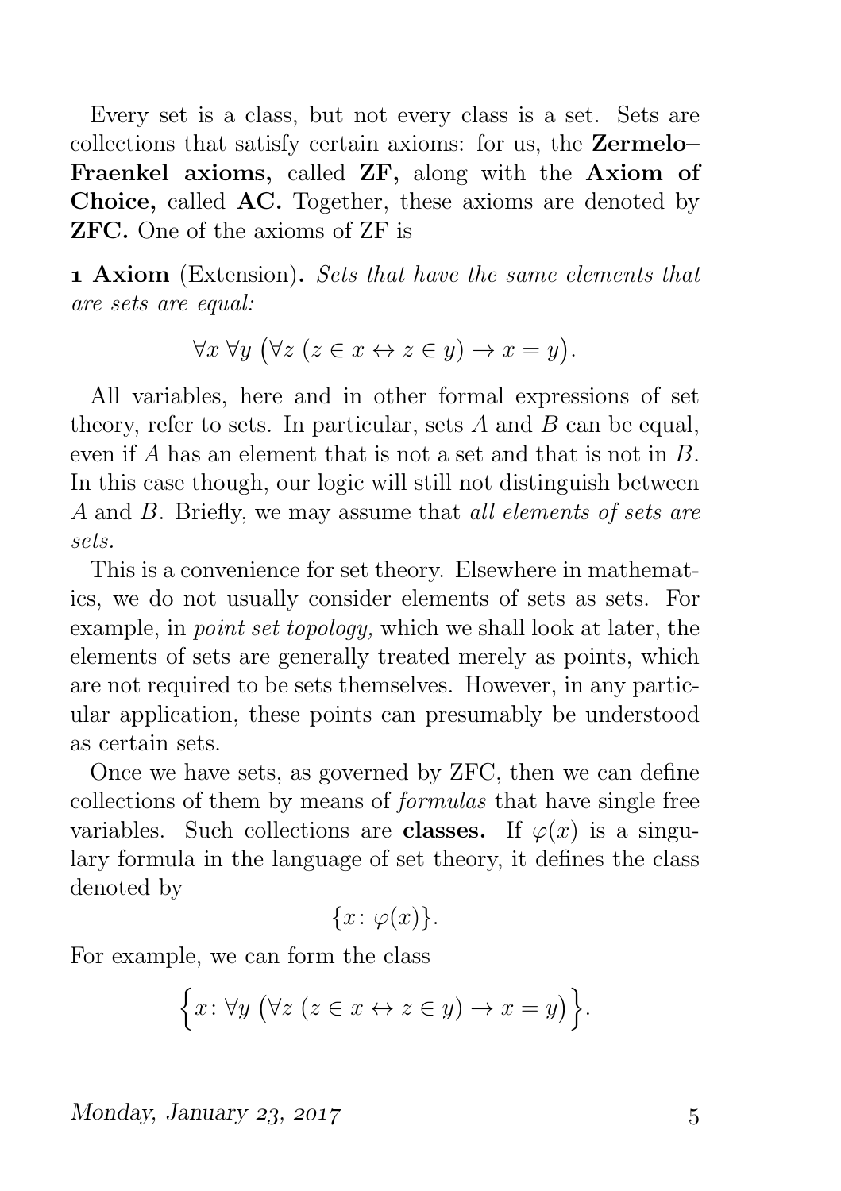Every set is a class, but not every class is a set. Sets are collections that satisfy certain axioms: for us, the **Zermelo–Fraenkel axioms,** called **ZF,** along with the **Axiom of Choice,** called **AC.** Together, these axioms are denoted by **ZFC.** One of the axioms of ZF is

**1 Axiom** (Extension)**.** *Sets that have the same elements that are sets are equal:*

$$\forall x\ \forall y\ \bigl(\forall z\ (z \in x \leftrightarrow z \in y) \rightarrow x = y\bigr).$$

All variables, here and in other formal expressions of set theory, refer to sets. In particular, sets $A$ and $B$ can be equal, even if $A$ has an element that is not a set and that is not in $B$. In this case though, our logic will still not distinguish between $A$ and $B$. Briefly, we may assume that *all elements of sets are sets.*

This is a convenience for set theory. Elsewhere in mathematics, we do not usually consider elements of sets as sets. For example, in *point set topology,* which we shall look at later, the elements of sets are generally treated merely as points, which are not required to be sets themselves. However, in any particular application, these points can presumably be understood as certain sets.

Once we have sets, as governed by ZFC, then we can define collections of them by means of *formulas* that have single free variables. Such collections are **classes.** If $\varphi(x)$ is a singulary formula in the language of set theory, it defines the class denoted by

$$\{x \colon \varphi(x)\}.$$

For example, we can form the class

$$\Bigl\{x \colon \forall y\ \bigl(\forall z\ (z \in x \leftrightarrow z \in y) \rightarrow x = y\bigr)\Bigr\}.$$

*Monday, January 23, 2017*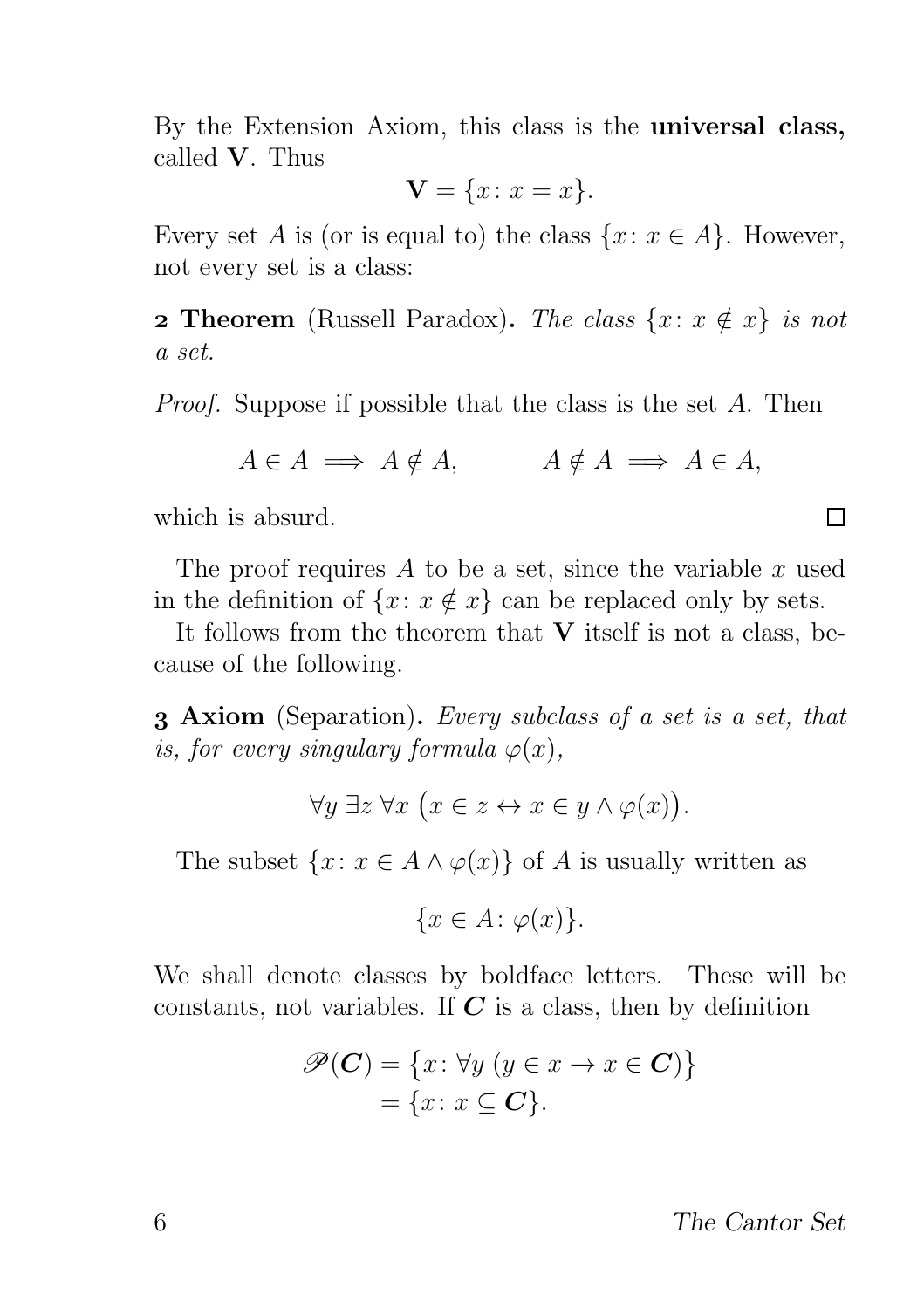By the Extension Axiom, this class is the **universal class,** called $\mathbf{V}$. Thus

$$\mathbf{V} = \{x \colon x = x\}.$$

Every set $A$ is (or is equal to) the class $\{x \colon x \in A\}$. However, not every set is a class:

**2 Theorem** (Russell Paradox)**.** *The class $\{x \colon x \notin x\}$ is not a set.*

*Proof.* Suppose if possible that the class is the set $A$. Then

$$A \in A \implies A \notin A, \qquad A \notin A \implies A \in A,$$

which is absurd. □

The proof requires $A$ to be a set, since the variable $x$ used in the definition of $\{x \colon x \notin x\}$ can be replaced only by sets.

It follows from the theorem that $\mathbf{V}$ itself is not a class, because of the following.

**3 Axiom** (Separation)**.** *Every subclass of a set is a set, that is, for every singulary formula $\varphi(x)$,*

$$\forall y \, \exists z \, \forall x \, \big(x \in z \leftrightarrow x \in y \land \varphi(x)\big).$$

The subset $\{x \colon x \in A \land \varphi(x)\}$ of $A$ is usually written as

$$\{x \in A \colon \varphi(x)\}.$$

We shall denote classes by boldface letters. These will be constants, not variables. If $\boldsymbol{C}$ is a class, then by definition

$$\begin{aligned} \mathscr{P}(\boldsymbol{C}) &= \big\{x \colon \forall y \; (y \in x \to x \in \boldsymbol{C})\big\} \\ &= \{x \colon x \subseteq \boldsymbol{C}\}. \end{aligned}$$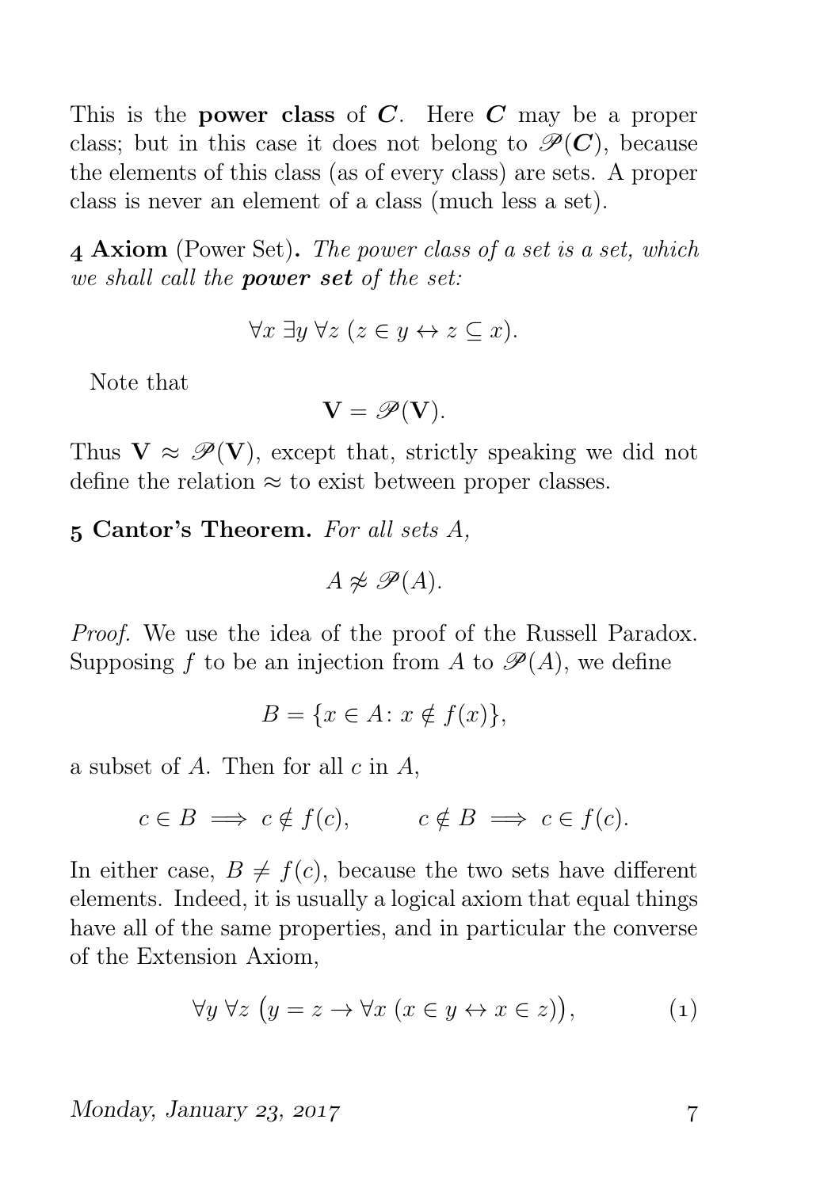This is the **power class** of $\boldsymbol{C}$. Here $\boldsymbol{C}$ may be a proper class; but in this case it does not belong to $\mathscr{P}(\boldsymbol{C})$, because the elements of this class (as of every class) are sets. A proper class is never an element of a class (much less a set).

**4 Axiom** (Power Set)**.** *The power class of a set is a set, which we shall call the* ***power set*** *of the set:*

$$\forall x\ \exists y\ \forall z\ (z \in y \leftrightarrow z \subseteq x).$$

Note that

$$\mathbf{V} = \mathscr{P}(\mathbf{V}).$$

Thus $\mathbf{V} \approx \mathscr{P}(\mathbf{V})$, except that, strictly speaking we did not define the relation $\approx$ to exist between proper classes.

**5 Cantor's Theorem.** *For all sets $A$,*

$$A \not\approx \mathscr{P}(A).$$

*Proof.* We use the idea of the proof of the Russell Paradox. Supposing $f$ to be an injection from $A$ to $\mathscr{P}(A)$, we define

$$B = \{x \in A \colon x \notin f(x)\},$$

a subset of $A$. Then for all $c$ in $A$,

$$c \in B \implies c \notin f(c), \qquad c \notin B \implies c \in f(c).$$

In either case, $B \neq f(c)$, because the two sets have different elements. Indeed, it is usually a logical axiom that equal things have all of the same properties, and in particular the converse of the Extension Axiom,

$$\forall y\ \forall z\ \big(y = z \to \forall x\ (x \in y \leftrightarrow x \in z)\big), \tag{1}$$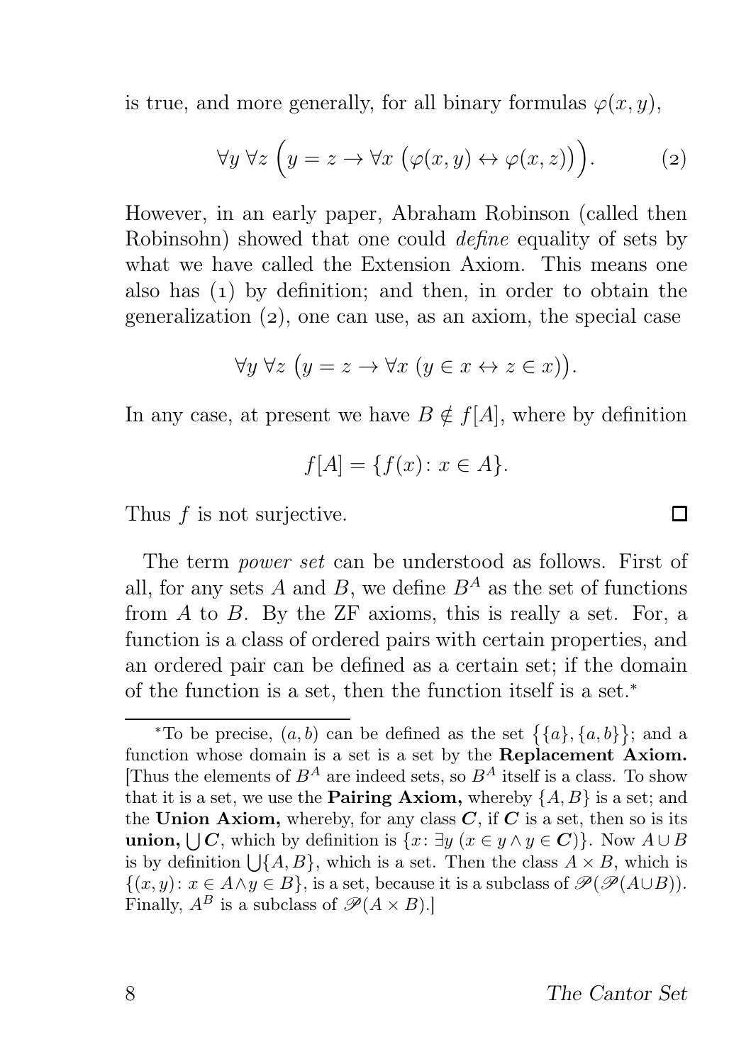is true, and more generally, for all binary formulas $\varphi(x, y)$,

$$\forall y \, \forall z \, \Big(y = z \to \forall x \, \big(\varphi(x, y) \leftrightarrow \varphi(x, z)\big)\Big). \qquad (2)$$

However, in an early paper, Abraham Robinson (called then Robinsohn) showed that one could *define* equality of sets by what we have called the Extension Axiom. This means one also has (1) by definition; and then, in order to obtain the generalization (2), one can use, as an axiom, the special case

$$\forall y \, \forall z \, \big(y = z \to \forall x \, (y \in x \leftrightarrow z \in x)\big).$$

In any case, at present we have $B \notin f[A]$, where by definition

$$f[A] = \{f(x) \colon x \in A\}.$$

Thus $f$ is not surjective. □

The term *power set* can be understood as follows. First of all, for any sets $A$ and $B$, we define $B^A$ as the set of functions from $A$ to $B$. By the ZF axioms, this is really a set. For, a function is a class of ordered pairs with certain properties, and an ordered pair can be defined as a certain set; if the domain of the function is a set, then the function itself is a set.*

---

*To be precise, $(a, b)$ can be defined as the set $\big\{\{a\}, \{a, b\}\big\}$; and a function whose domain is a set is a set by the **Replacement Axiom.** [Thus the elements of $B^A$ are indeed sets, so $B^A$ itself is a class. To show that it is a set, we use the **Pairing Axiom,** whereby $\{A, B\}$ is a set; and the **Union Axiom,** whereby, for any class $\boldsymbol{C}$, if $\boldsymbol{C}$ is a set, then so is its **union,** $\bigcup \boldsymbol{C}$, which by definition is $\{x \colon \exists y \; (x \in y \land y \in \boldsymbol{C})\}$. Now $A \cup B$ is by definition $\bigcup\{A, B\}$, which is a set. Then the class $A \times B$, which is $\{(x, y) \colon x \in A \land y \in B\}$, is a set, because it is a subclass of $\mathscr{P}(\mathscr{P}(A \cup B))$. Finally, $A^B$ is a subclass of $\mathscr{P}(A \times B)$.]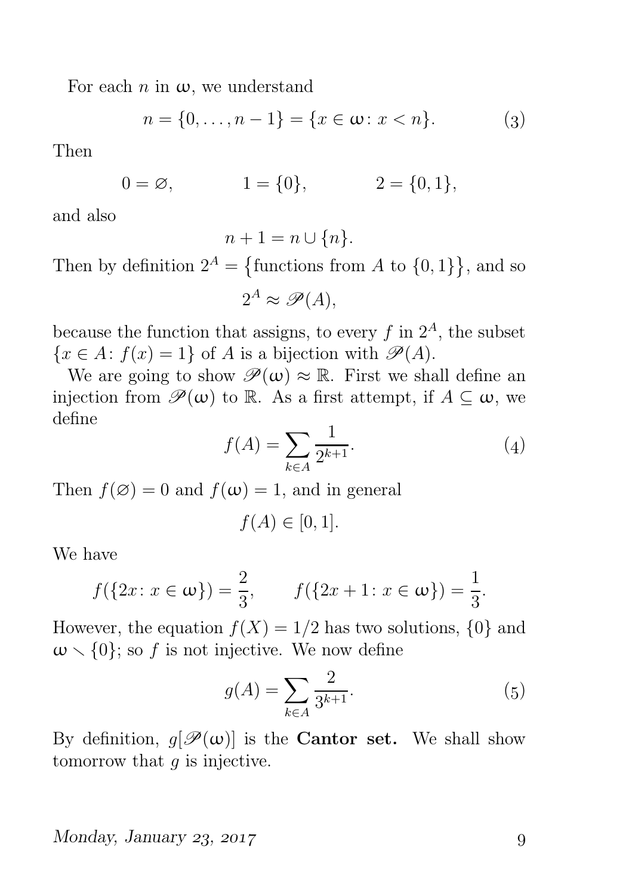For each $n$ in $\omega$, we understand

$$n = \{0, \dots, n-1\} = \{x \in \omega \colon x < n\}. \tag{3}$$

Then

$$0 = \varnothing, \qquad 1 = \{0\}, \qquad 2 = \{0, 1\},$$

and also

$$n + 1 = n \cup \{n\}.$$

Then by definition $2^A = \{\text{functions from } A \text{ to } \{0,1\}\}$, and so

$$2^A \approx \mathscr{P}(A),$$

because the function that assigns, to every $f$ in $2^A$, the subset $\{x \in A \colon f(x) = 1\}$ of $A$ is a bijection with $\mathscr{P}(A)$.

We are going to show $\mathscr{P}(\omega) \approx \mathbb{R}$. First we shall define an injection from $\mathscr{P}(\omega)$ to $\mathbb{R}$. As a first attempt, if $A \subseteq \omega$, we define

$$f(A) = \sum_{k \in A} \frac{1}{2^{k+1}}. \tag{4}$$

Then $f(\varnothing) = 0$ and $f(\omega) = 1$, and in general

$$f(A) \in [0, 1].$$

We have

$$f(\{2x \colon x \in \omega\}) = \frac{2}{3}, \qquad f(\{2x + 1 \colon x \in \omega\}) = \frac{1}{3}.$$

However, the equation $f(X) = 1/2$ has two solutions, $\{0\}$ and $\omega \smallsetminus \{0\}$; so $f$ is not injective. We now define

$$g(A) = \sum_{k \in A} \frac{2}{3^{k+1}}. \tag{5}$$

By definition, $g[\mathscr{P}(\omega)]$ is the **Cantor set.** We shall show tomorrow that $g$ is injective.

*Monday, January 23, 2017*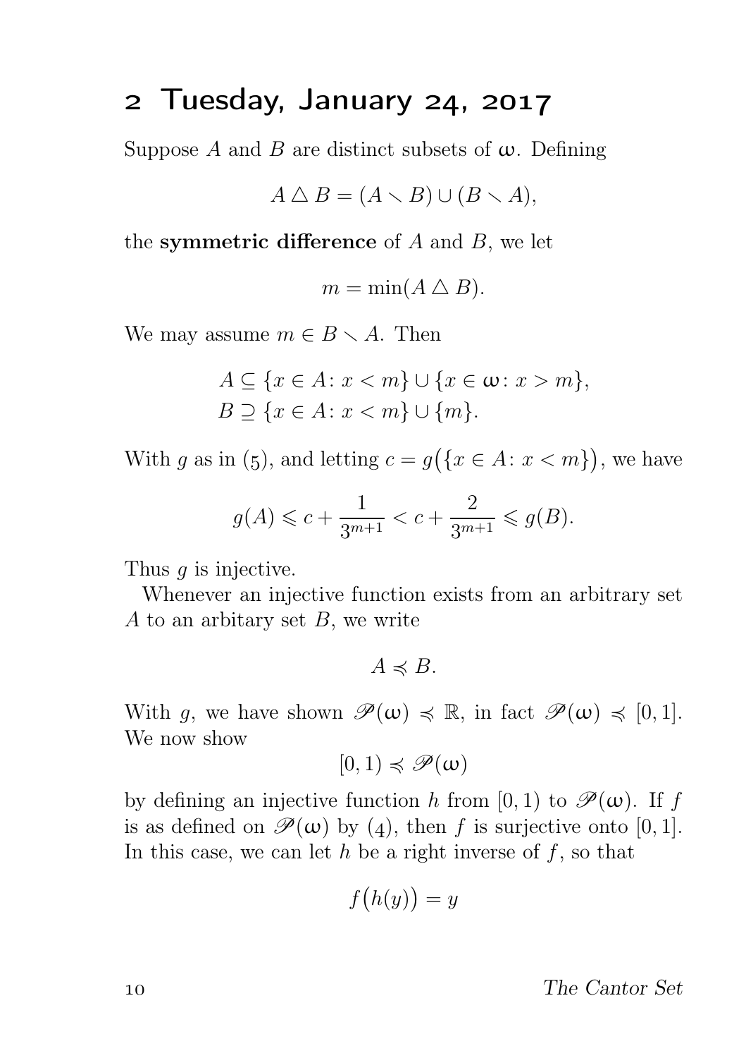## 2 Tuesday, January 24, 2017

Suppose $A$ and $B$ are distinct subsets of $\omega$. Defining

$$A \triangle B = (A \smallsetminus B) \cup (B \smallsetminus A),$$

the **symmetric difference** of $A$ and $B$, we let

$$m = \min(A \triangle B).$$

We may assume $m \in B \smallsetminus A$. Then

$$\begin{aligned} A &\subseteq \{x \in A \colon x < m\} \cup \{x \in \omega \colon x > m\}, \\ B &\supseteq \{x \in A \colon x < m\} \cup \{m\}. \end{aligned}$$

With $g$ as in (5), and letting $c = g\big(\{x \in A \colon x < m\}\big)$, we have

$$g(A) \leqslant c + \frac{1}{3^{m+1}} < c + \frac{2}{3^{m+1}} \leqslant g(B).$$

Thus $g$ is injective.

Whenever an injective function exists from an arbitrary set $A$ to an arbitary set $B$, we write

$$A \preccurlyeq B.$$

With $g$, we have shown $\mathscr{P}(\omega) \preccurlyeq \mathbb{R}$, in fact $\mathscr{P}(\omega) \preccurlyeq [0, 1]$. We now show

$$[0, 1) \preccurlyeq \mathscr{P}(\omega)$$

by defining an injective function $h$ from $[0, 1)$ to $\mathscr{P}(\omega)$. If $f$ is as defined on $\mathscr{P}(\omega)$ by (4), then $f$ is surjective onto $[0, 1]$. In this case, we can let $h$ be a right inverse of $f$, so that

$$f\big(h(y)\big) = y$$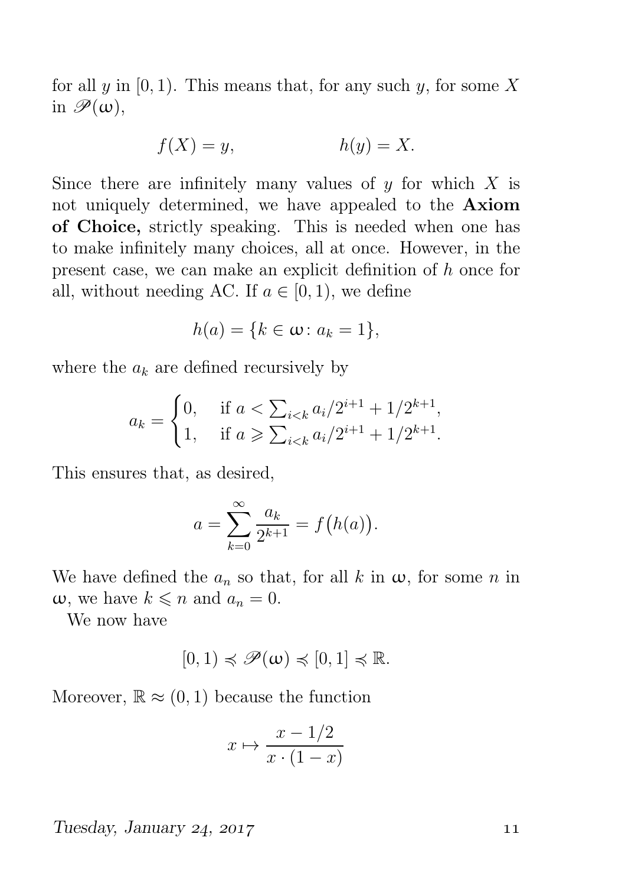for all $y$ in $[0,1)$. This means that, for any such $y$, for some $X$ in $\mathscr{P}(\omega)$,

$$f(X) = y, \qquad\qquad h(y) = X.$$

Since there are infinitely many values of $y$ for which $X$ is not uniquely determined, we have appealed to the **Axiom of Choice,** strictly speaking. This is needed when one has to make infinitely many choices, all at once. However, in the present case, we can make an explicit definition of $h$ once for all, without needing AC. If $a \in [0,1)$, we define

$$h(a) = \{k \in \omega \colon a_k = 1\},$$

where the $a_k$ are defined recursively by

$$a_k = \begin{cases} 0, & \text{if } a < \sum_{i<k} a_i/2^{i+1} + 1/2^{k+1}, \\ 1, & \text{if } a \geqslant \sum_{i<k} a_i/2^{i+1} + 1/2^{k+1}. \end{cases}$$

This ensures that, as desired,

$$a = \sum_{k=0}^{\infty} \frac{a_k}{2^{k+1}} = f\bigl(h(a)\bigr).$$

We have defined the $a_n$ so that, for all $k$ in $\omega$, for some $n$ in $\omega$, we have $k \leqslant n$ and $a_n = 0$.

We now have

$$[0,1) \preccurlyeq \mathscr{P}(\omega) \preccurlyeq [0,1] \preccurlyeq \mathbb{R}.$$

Moreover, $\mathbb{R} \approx (0,1)$ because the function

$$x \mapsto \frac{x - 1/2}{x \cdot (1-x)}$$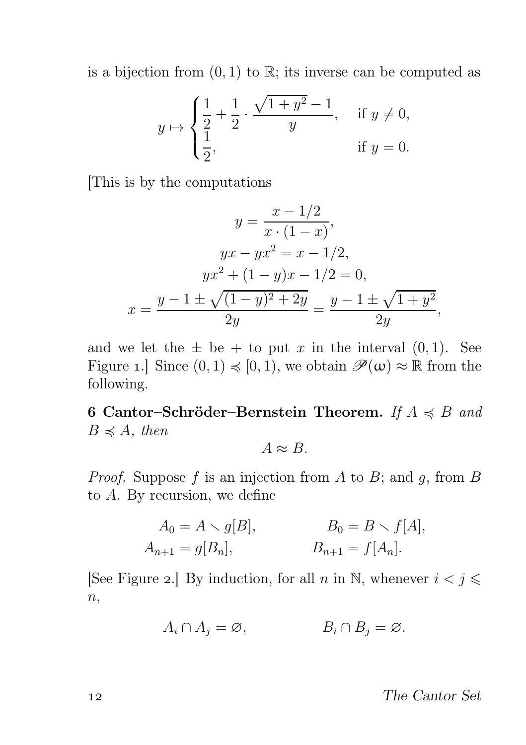is a bijection from $(0, 1)$ to $\mathbb{R}$; its inverse can be computed as

$$y \mapsto \begin{cases} \dfrac{1}{2} + \dfrac{1}{2} \cdot \dfrac{\sqrt{1+y^2}-1}{y}, & \text{if } y \neq 0, \\ \dfrac{1}{2}, & \text{if } y = 0. \end{cases}$$

[This is by the computations

$$\begin{gathered} y = \frac{x - 1/2}{x \cdot (1-x)}, \\ yx - yx^2 = x - 1/2, \\ yx^2 + (1-y)x - 1/2 = 0, \\ x = \frac{y - 1 \pm \sqrt{(1-y)^2 + 2y}}{2y} = \frac{y - 1 \pm \sqrt{1+y^2}}{2y}, \end{gathered}$$

and we let the $\pm$ be $+$ to put $x$ in the interval $(0, 1)$. See Figure 1.] Since $(0, 1) \preccurlyeq [0, 1)$, we obtain $\mathscr{P}(\omega) \approx \mathbb{R}$ from the following.

**6 Cantor–Schröder–Bernstein Theorem.** *If $A \preccurlyeq B$ and $B \preccurlyeq A$, then*

$$A \approx B.$$

*Proof.* Suppose $f$ is an injection from $A$ to $B$; and $g$, from $B$ to $A$. By recursion, we define

$$\begin{aligned} A_0 &= A \smallsetminus g[B], & B_0 &= B \smallsetminus f[A], \\ A_{n+1} &= g[B_n], & B_{n+1} &= f[A_n]. \end{aligned}$$

[See Figure 2.] By induction, for all $n$ in $\mathbb{N}$, whenever $i < j \leqslant n$,

$$A_i \cap A_j = \varnothing, \qquad B_i \cap B_j = \varnothing.$$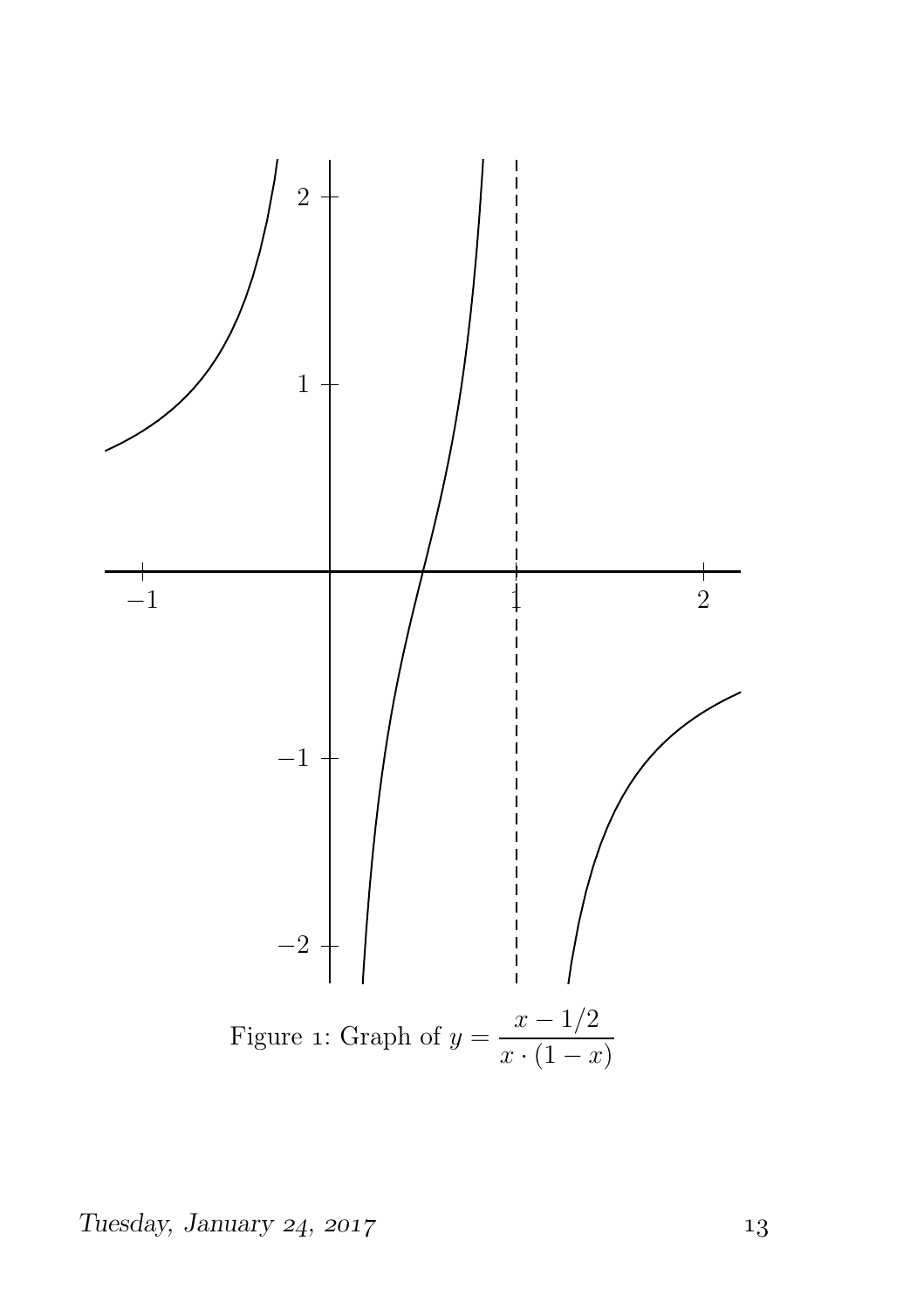Figure 1: Graph of $y = \dfrac{x - 1/2}{x \cdot (1 - x)}$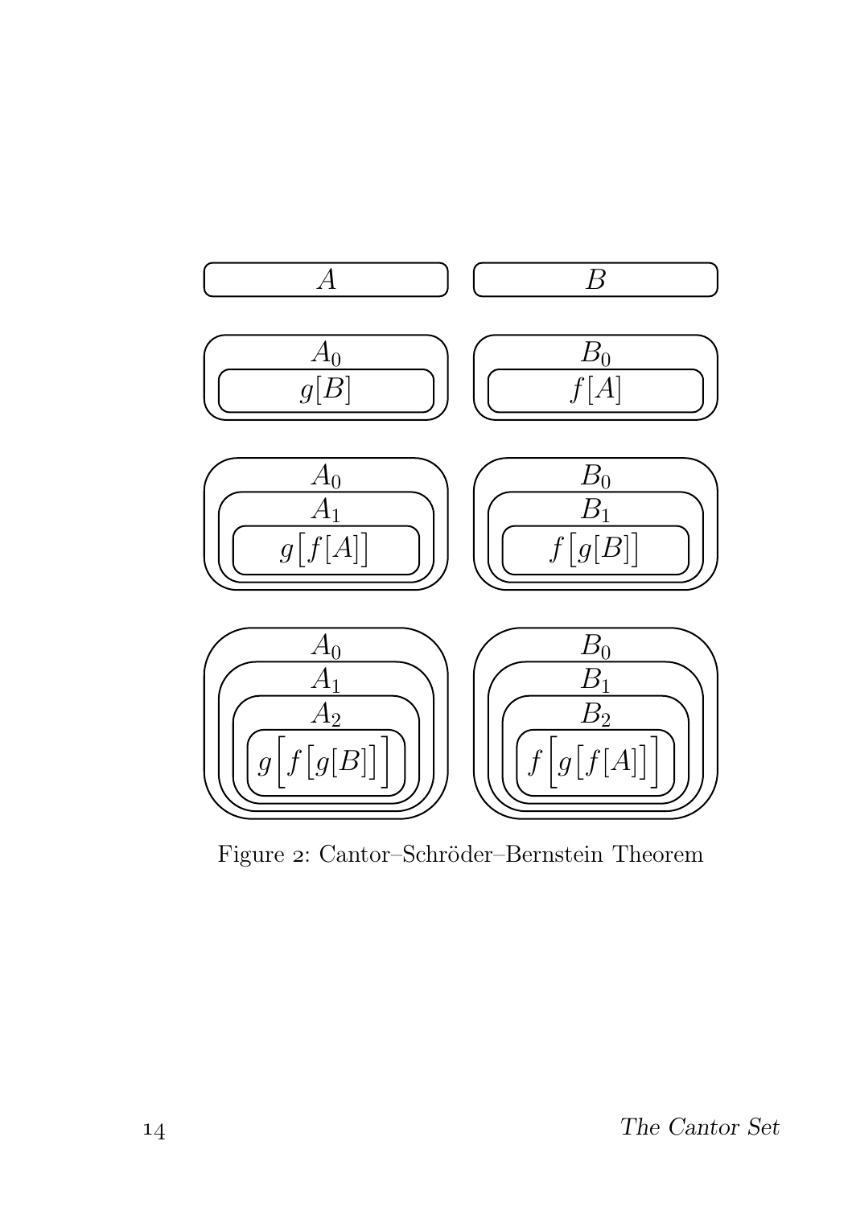Figure 2: Cantor–Schröder–Bernstein Theorem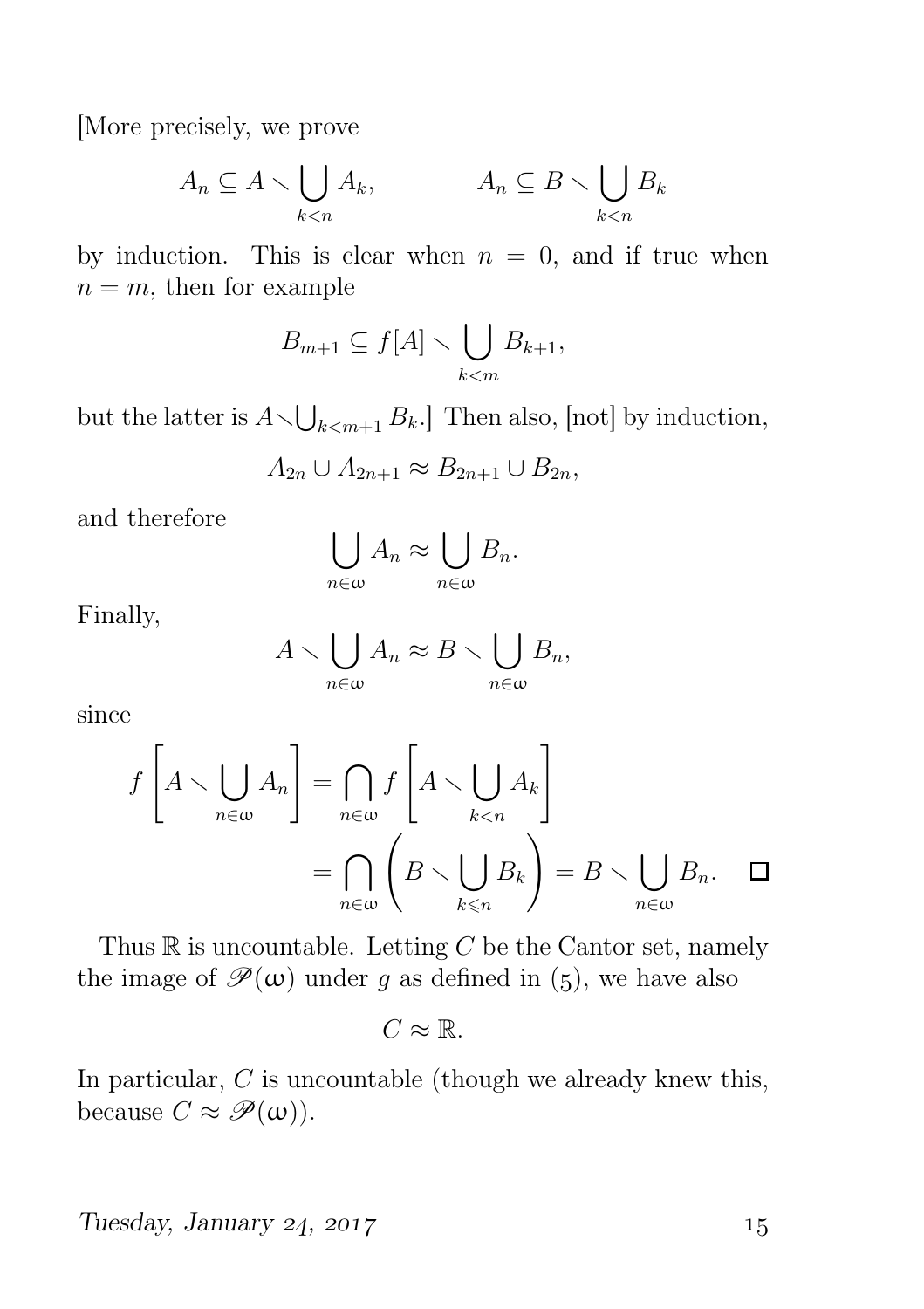[More precisely, we prove

$$A_n \subseteq A \setminus \bigcup_{k<n} A_k, \qquad\qquad A_n \subseteq B \setminus \bigcup_{k<n} B_k$$

by induction. This is clear when $n = 0$, and if true when $n = m$, then for example

$$B_{m+1} \subseteq f[A] \setminus \bigcup_{k<m} B_{k+1},$$

but the latter is $A \setminus \bigcup_{k<m+1} B_k$.] Then also, [not] by induction,

$$A_{2n} \cup A_{2n+1} \approx B_{2n+1} \cup B_{2n},$$

and therefore

$$\bigcup_{n\in\omega} A_n \approx \bigcup_{n\in\omega} B_n.$$

Finally,

$$A \setminus \bigcup_{n\in\omega} A_n \approx B \setminus \bigcup_{n\in\omega} B_n,$$

since

$$\begin{aligned} f\left[A \setminus \bigcup_{n\in\omega} A_n\right] &= \bigcap_{n\in\omega} f\left[A \setminus \bigcup_{k<n} A_k\right] \\ &= \bigcap_{n\in\omega} \left(B \setminus \bigcup_{k\leqslant n} B_k\right) = B \setminus \bigcup_{n\in\omega} B_n. \quad \square \end{aligned}$$

Thus $\mathbb{R}$ is uncountable. Letting $C$ be the Cantor set, namely the image of $\mathscr{P}(\omega)$ under $g$ as defined in (5), we have also

$$C \approx \mathbb{R}.$$

In particular, $C$ is uncountable (though we already knew this, because $C \approx \mathscr{P}(\omega)$).

*Tuesday, January 24, 2017*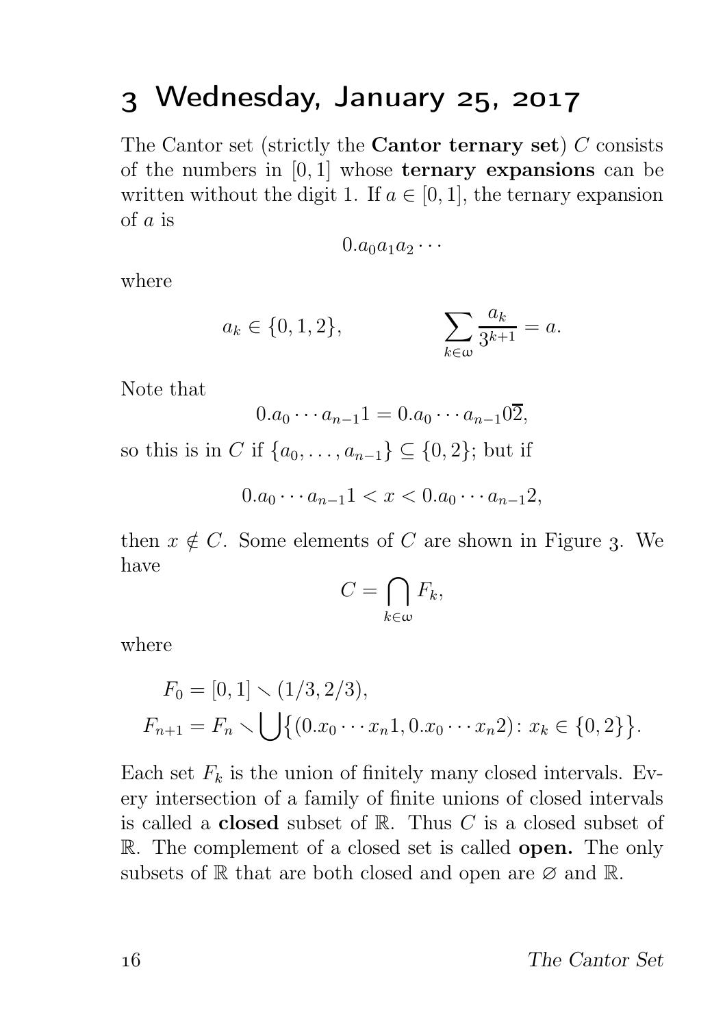# 3 Wednesday, January 25, 2017

The Cantor set (strictly the **Cantor ternary set**) $C$ consists of the numbers in $[0,1]$ whose **ternary expansions** can be written without the digit 1. If $a \in [0,1]$, the ternary expansion of $a$ is

$$0.a_0a_1a_2\cdots$$

where

$$a_k \in \{0,1,2\}, \qquad \sum_{k\in\omega} \frac{a_k}{3^{k+1}} = a.$$

Note that

$$0.a_0\cdots a_{n-1}1 = 0.a_0\cdots a_{n-1}0\overline{2},$$

so this is in $C$ if $\{a_0,\dots,a_{n-1}\} \subseteq \{0,2\}$; but if

$$0.a_0\cdots a_{n-1}1 < x < 0.a_0\cdots a_{n-1}2,$$

then $x \notin C$. Some elements of $C$ are shown in Figure 3. We have

$$C = \bigcap_{k\in\omega} F_k,$$

where

$$\begin{aligned} F_0 &= [0,1] \smallsetminus (1/3, 2/3), \\ F_{n+1} &= F_n \smallsetminus \bigcup\bigl\{(0.x_0\cdots x_n1, 0.x_0\cdots x_n2)\colon x_k \in \{0,2\}\bigr\}. \end{aligned}$$

Each set $F_k$ is the union of finitely many closed intervals. Every intersection of a family of finite unions of closed intervals is called a **closed** subset of $\mathbb{R}$. Thus $C$ is a closed subset of $\mathbb{R}$. The complement of a closed set is called **open.** The only subsets of $\mathbb{R}$ that are both closed and open are $\varnothing$ and $\mathbb{R}$.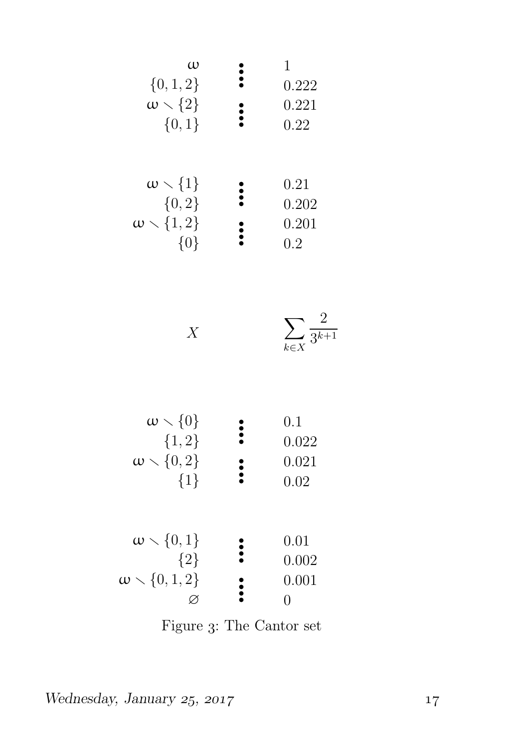| | | |
|---|---|---|
| $\omega$ | $\vdots$ | $1$ |
| $\{0,1,2\}$ | | $0.222$ |
| $\omega \setminus \{2\}$ | $\vdots$ | $0.221$ |
| $\{0,1\}$ | | $0.22$ |
| | | |
| $\omega \setminus \{1\}$ | $\vdots$ | $0.21$ |
| $\{0,2\}$ | | $0.202$ |
| $\omega \setminus \{1,2\}$ | $\vdots$ | $0.201$ |
| $\{0\}$ | | $0.2$ |
| | | |
| $X$ | | $\displaystyle\sum_{k \in X} \frac{2}{3^{k+1}}$ |
| | | |
| $\omega \setminus \{0\}$ | $\vdots$ | $0.1$ |
| $\{1,2\}$ | | $0.022$ |
| $\omega \setminus \{0,2\}$ | $\vdots$ | $0.021$ |
| $\{1\}$ | | $0.02$ |
| | | |
| $\omega \setminus \{0,1\}$ | $\vdots$ | $0.01$ |
| $\{2\}$ | | $0.002$ |
| $\omega \setminus \{0,1,2\}$ | $\vdots$ | $0.001$ |
| $\varnothing$ | | $0$ |

Figure 3: The Cantor set

*Wednesday, January 25, 2017*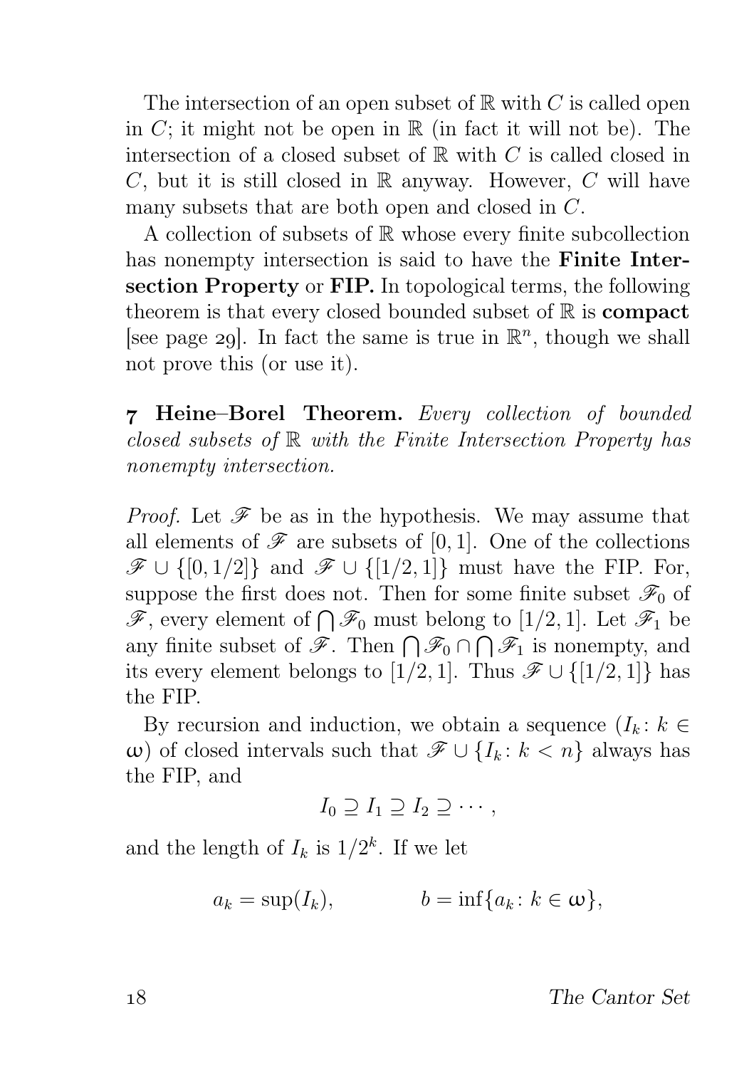The intersection of an open subset of $\mathbb{R}$ with $C$ is called open in $C$; it might not be open in $\mathbb{R}$ (in fact it will not be). The intersection of a closed subset of $\mathbb{R}$ with $C$ is called closed in $C$, but it is still closed in $\mathbb{R}$ anyway. However, $C$ will have many subsets that are both open and closed in $C$.

A collection of subsets of $\mathbb{R}$ whose every finite subcollection has nonempty intersection is said to have the **Finite Intersection Property** or **FIP.** In topological terms, the following theorem is that every closed bounded subset of $\mathbb{R}$ is **compact** [see page 29]. In fact the same is true in $\mathbb{R}^n$, though we shall not prove this (or use it).

**7 Heine–Borel Theorem.** *Every collection of bounded closed subsets of* $\mathbb{R}$ *with the Finite Intersection Property has nonempty intersection.*

*Proof.* Let $\mathscr{F}$ be as in the hypothesis. We may assume that all elements of $\mathscr{F}$ are subsets of $[0,1]$. One of the collections $\mathscr{F} \cup \{[0,1/2]\}$ and $\mathscr{F} \cup \{[1/2,1]\}$ must have the FIP. For, suppose the first does not. Then for some finite subset $\mathscr{F}_0$ of $\mathscr{F}$, every element of $\bigcap \mathscr{F}_0$ must belong to $[1/2,1]$. Let $\mathscr{F}_1$ be any finite subset of $\mathscr{F}$. Then $\bigcap \mathscr{F}_0 \cap \bigcap \mathscr{F}_1$ is nonempty, and its every element belongs to $[1/2,1]$. Thus $\mathscr{F} \cup \{[1/2,1]\}$ has the FIP.

By recursion and induction, we obtain a sequence $(I_k \colon k \in \omega)$ of closed intervals such that $\mathscr{F} \cup \{I_k \colon k < n\}$ always has the FIP, and

$$I_0 \supseteq I_1 \supseteq I_2 \supseteq \cdots,$$

and the length of $I_k$ is $1/2^k$. If we let

$$a_k = \sup(I_k), \qquad b = \inf\{a_k \colon k \in \omega\},$$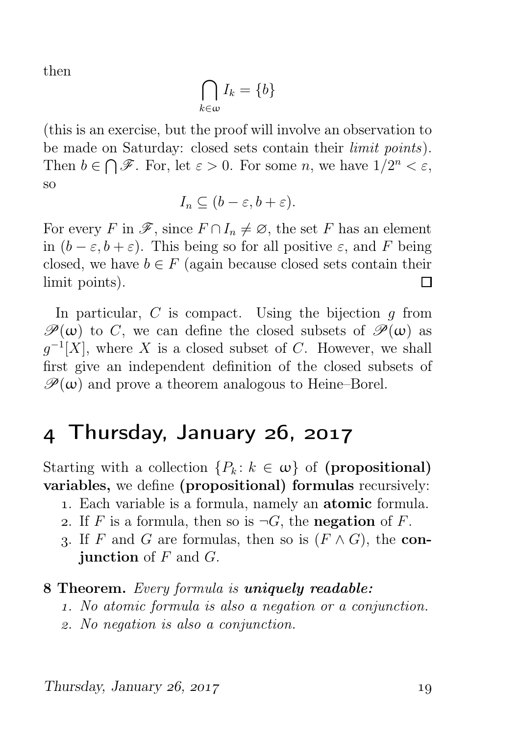then

$$\bigcap_{k\in\omega} I_k = \{b\}$$

(this is an exercise, but the proof will involve an observation to be made on Saturday: closed sets contain their *limit points*). Then $b \in \bigcap \mathscr{F}$. For, let $\varepsilon > 0$. For some $n$, we have $1/2^n < \varepsilon$, so

$$I_n \subseteq (b - \varepsilon, b + \varepsilon).$$

For every $F$ in $\mathscr{F}$, since $F \cap I_n \neq \varnothing$, the set $F$ has an element in $(b - \varepsilon, b + \varepsilon)$. This being so for all positive $\varepsilon$, and $F$ being closed, we have $b \in F$ (again because closed sets contain their limit points). □

In particular, $C$ is compact. Using the bijection $g$ from $\mathscr{P}(\omega)$ to $C$, we can define the closed subsets of $\mathscr{P}(\omega)$ as $g^{-1}[X]$, where $X$ is a closed subset of $C$. However, we shall first give an independent definition of the closed subsets of $\mathscr{P}(\omega)$ and prove a theorem analogous to Heine–Borel.

## 4 Thursday, January 26, 2017

Starting with a collection $\{P_k : k \in \omega\}$ of **(propositional) variables,** we define **(propositional) formulas** recursively:

1. Each variable is a formula, namely an **atomic** formula.
2. If $F$ is a formula, then so is $\neg G$, the **negation** of $F$.
3. If $F$ and $G$ are formulas, then so is $(F \wedge G)$, the **conjunction** of $F$ and $G$.

**8 Theorem.** *Every formula is* ***uniquely readable:***

1. *No atomic formula is also a negation or a conjunction.*
2. *No negation is also a conjunction.*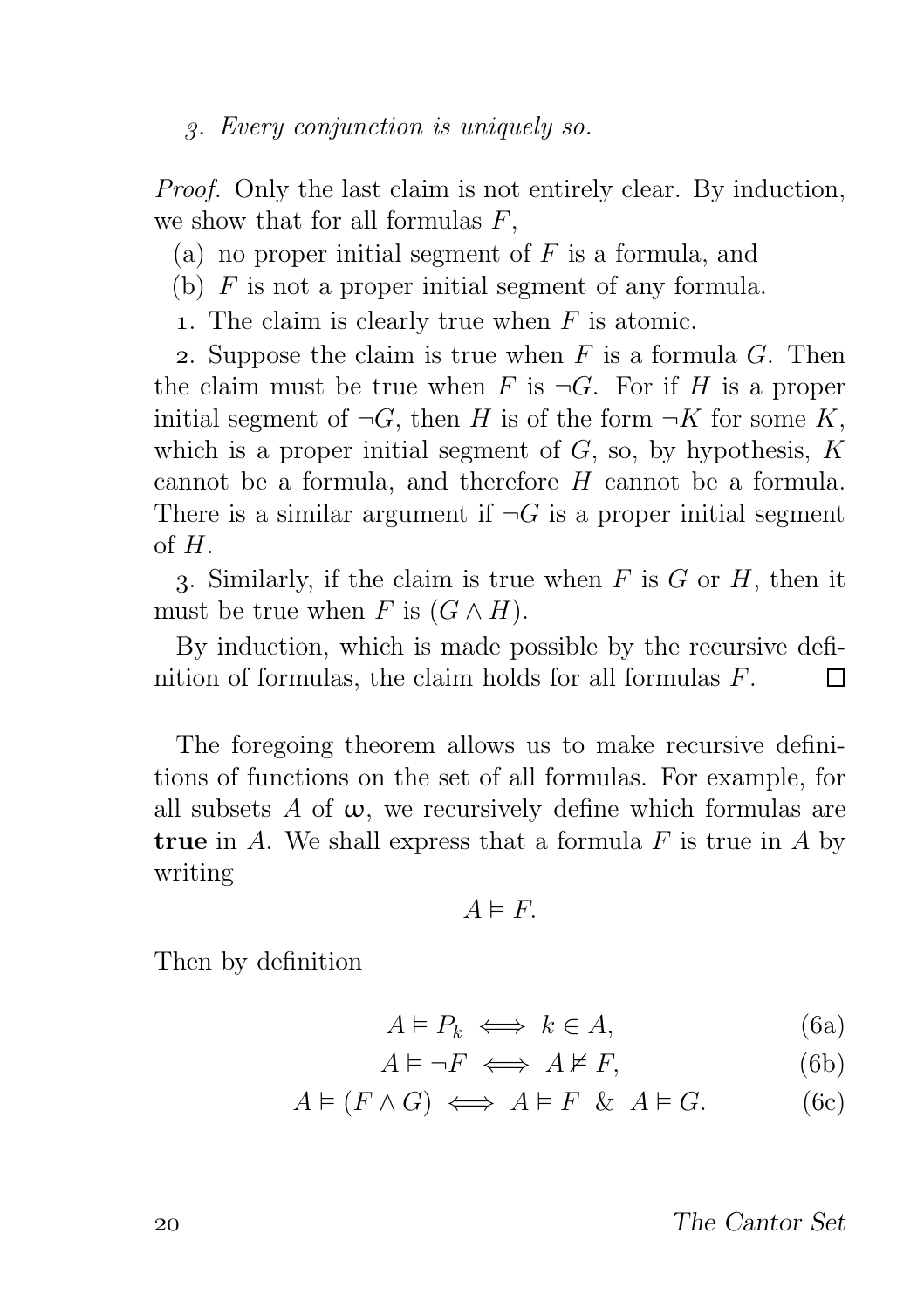*3. Every conjunction is uniquely so.*

*Proof.* Only the last claim is not entirely clear. By induction, we show that for all formulas $F$,

(a) no proper initial segment of $F$ is a formula, and

(b) $F$ is not a proper initial segment of any formula.

1. The claim is clearly true when $F$ is atomic.

2. Suppose the claim is true when $F$ is a formula $G$. Then the claim must be true when $F$ is $\neg G$. For if $H$ is a proper initial segment of $\neg G$, then $H$ is of the form $\neg K$ for some $K$, which is a proper initial segment of $G$, so, by hypothesis, $K$ cannot be a formula, and therefore $H$ cannot be a formula. There is a similar argument if $\neg G$ is a proper initial segment of $H$.

3. Similarly, if the claim is true when $F$ is $G$ or $H$, then it must be true when $F$ is $(G \wedge H)$.

By induction, which is made possible by the recursive definition of formulas, the claim holds for all formulas $F$. □

The foregoing theorem allows us to make recursive definitions of functions on the set of all formulas. For example, for all subsets $A$ of $\omega$, we recursively define which formulas are **true** in $A$. We shall express that a formula $F$ is true in $A$ by writing

$$A \vDash F.$$

Then by definition

$$A \vDash P_k \iff k \in A, \tag{6a}$$

$$A \vDash \neg F \iff A \nvDash F, \tag{6b}$$

$$A \vDash (F \wedge G) \iff A \vDash F \;\&\; A \vDash G. \tag{6c}$$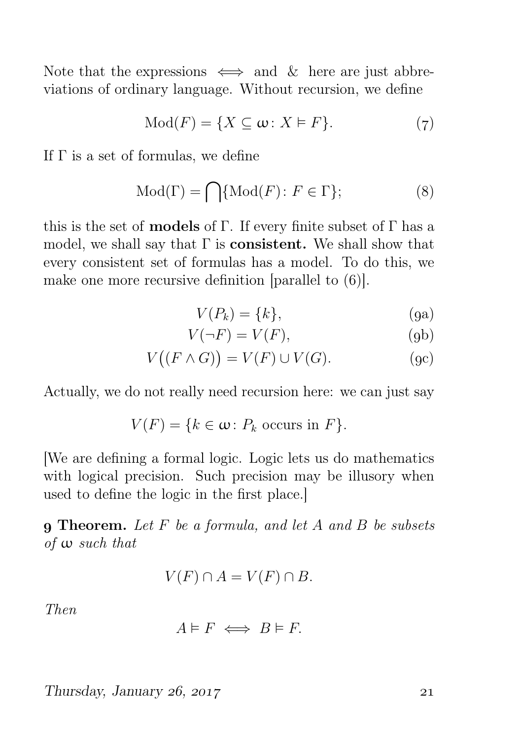Note that the expressions $\iff$ and $\&$ here are just abbreviations of ordinary language. Without recursion, we define

$$\mathrm{Mod}(F) = \{X \subseteq \omega \colon X \vDash F\}. \tag{7}$$

If $\Gamma$ is a set of formulas, we define

$$\mathrm{Mod}(\Gamma) = \bigcap\{\mathrm{Mod}(F) \colon F \in \Gamma\}; \tag{8}$$

this is the set of **models** of $\Gamma$. If every finite subset of $\Gamma$ has a model, we shall say that $\Gamma$ is **consistent.** We shall show that every consistent set of formulas has a model. To do this, we make one more recursive definition [parallel to (6)].

$$V(P_k) = \{k\}, \tag{9a}$$

$$V(\neg F) = V(F), \tag{9b}$$

$$V\big((F \wedge G)\big) = V(F) \cup V(G). \tag{9c}$$

Actually, we do not really need recursion here: we can just say

$$V(F) = \{k \in \omega \colon P_k \text{ occurs in } F\}.$$

[We are defining a formal logic. Logic lets us do mathematics with logical precision. Such precision may be illusory when used to define the logic in the first place.]

**9 Theorem.** *Let $F$ be a formula, and let $A$ and $B$ be subsets of $\omega$ such that*

$$V(F) \cap A = V(F) \cap B.$$

*Then*

$$A \vDash F \iff B \vDash F.$$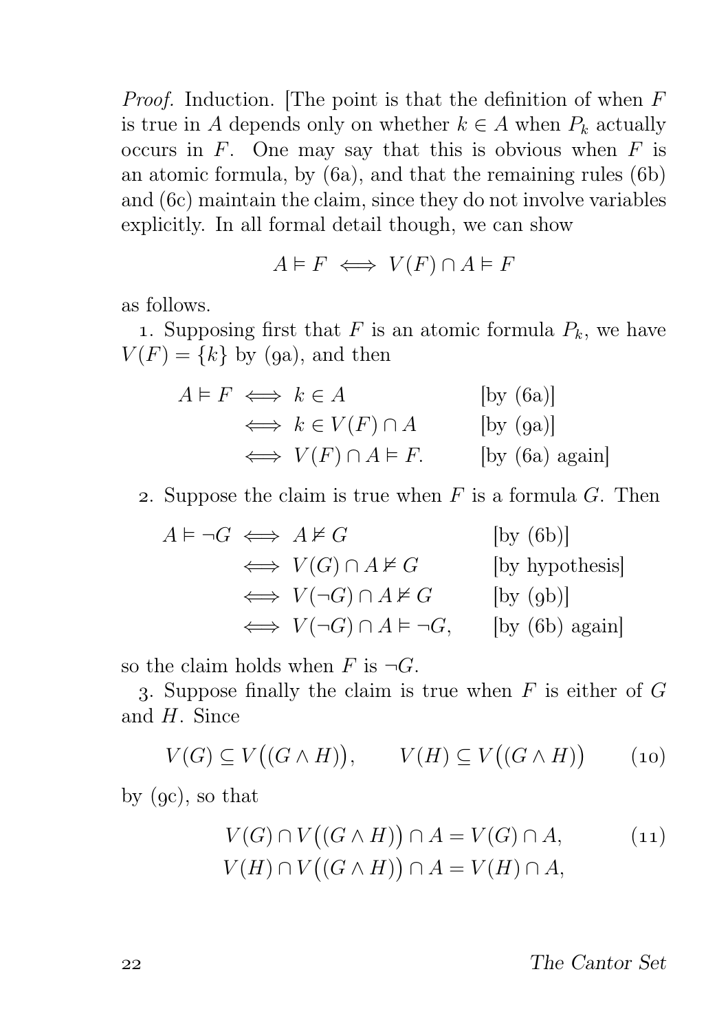*Proof.* Induction. [The point is that the definition of when $F$ is true in $A$ depends only on whether $k \in A$ when $P_k$ actually occurs in $F$. One may say that this is obvious when $F$ is an atomic formula, by (6a), and that the remaining rules (6b) and (6c) maintain the claim, since they do not involve variables explicitly. In all formal detail though, we can show

$$A \vDash F \iff V(F) \cap A \vDash F$$

as follows.

1. Supposing first that $F$ is an atomic formula $P_k$, we have $V(F) = \{k\}$ by (9a), and then

$$\begin{aligned}
A \vDash F &\iff k \in A && \text{[by (6a)]} \\
&\iff k \in V(F) \cap A && \text{[by (9a)]} \\
&\iff V(F) \cap A \vDash F. && \text{[by (6a) again]}
\end{aligned}$$

2. Suppose the claim is true when $F$ is a formula $G$. Then

$$\begin{aligned}
A \vDash \neg G &\iff A \nvDash G && \text{[by (6b)]} \\
&\iff V(G) \cap A \nvDash G && \text{[by hypothesis]} \\
&\iff V(\neg G) \cap A \nvDash G && \text{[by (9b)]} \\
&\iff V(\neg G) \cap A \vDash \neg G, && \text{[by (6b) again]}
\end{aligned}$$

so the claim holds when $F$ is $\neg G$.

3. Suppose finally the claim is true when $F$ is either of $G$ and $H$. Since

$$V(G) \subseteq V\big((G \wedge H)\big), \qquad V(H) \subseteq V\big((G \wedge H)\big) \tag{10}$$

by (9c), so that

$$\begin{aligned}
V(G) \cap V\big((G \wedge H)\big) \cap A &= V(G) \cap A, \\
V(H) \cap V\big((G \wedge H)\big) \cap A &= V(H) \cap A,
\end{aligned} \tag{11}$$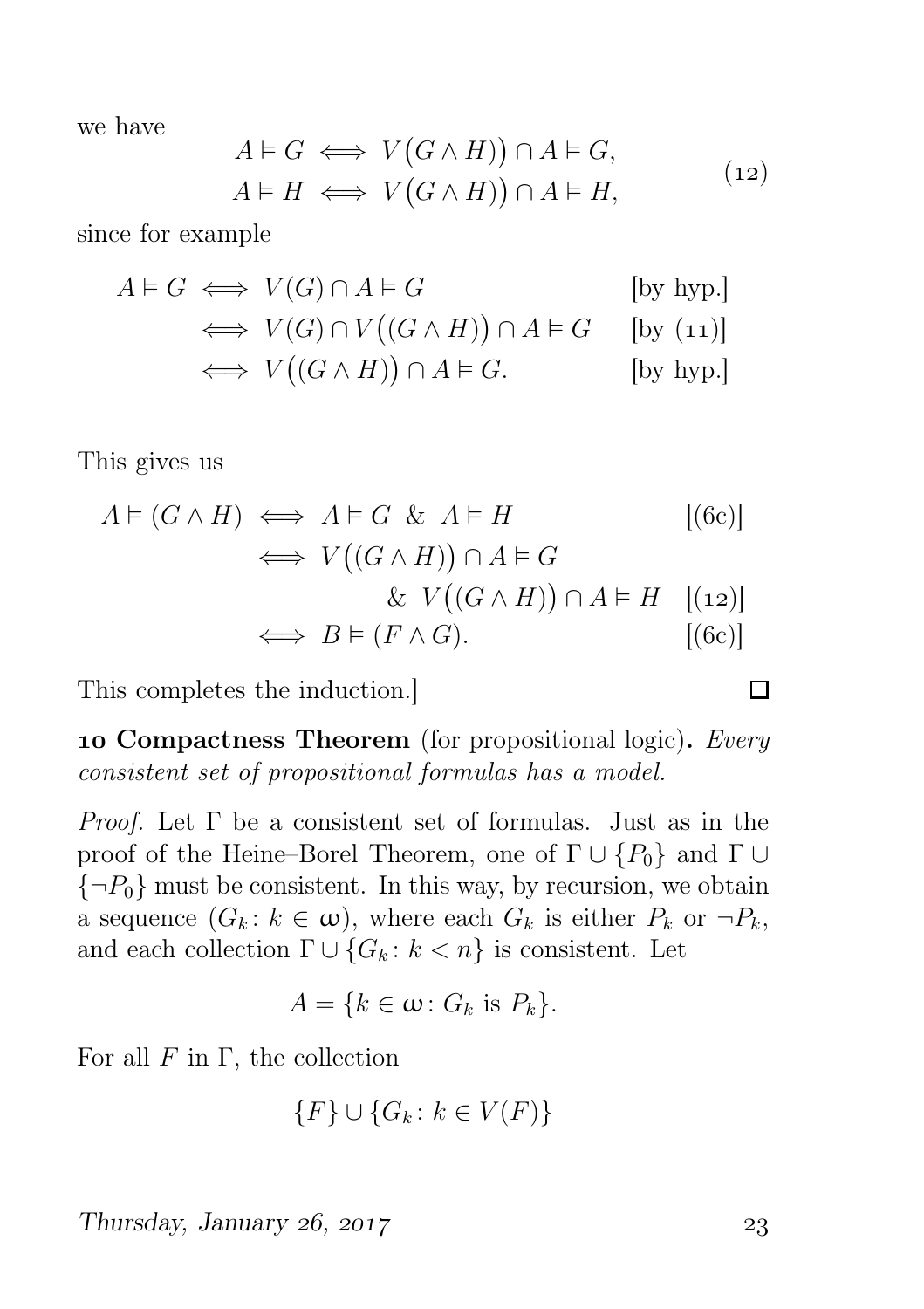we have

$$
\begin{aligned}
A \vDash G &\iff V\big(G \wedge H)\big) \cap A \vDash G, \\
A \vDash H &\iff V\big(G \wedge H)\big) \cap A \vDash H,
\end{aligned}
\tag{12}
$$

since for example

$$
\begin{aligned}
A \vDash G &\iff V(G) \cap A \vDash G && \text{[by hyp.]} \\
&\iff V(G) \cap V\big((G \wedge H)\big) \cap A \vDash G && \text{[by (11)]} \\
&\iff V\big((G \wedge H)\big) \cap A \vDash G. && \text{[by hyp.]}
\end{aligned}
$$

This gives us

$$
\begin{aligned}
A \vDash (G \wedge H) &\iff A \vDash G \ \& \ A \vDash H && \text{[(6c)]} \\
&\iff V\big((G \wedge H)\big) \cap A \vDash G \\
&\qquad \& \ V\big((G \wedge H)\big) \cap A \vDash H && \text{[(12)]} \\
&\iff B \vDash (F \wedge G). && \text{[(6c)]}
\end{aligned}
$$

This completes the induction.] □

**10 Compactness Theorem** (for propositional logic). *Every consistent set of propositional formulas has a model.*

*Proof.* Let $\Gamma$ be a consistent set of formulas. Just as in the proof of the Heine–Borel Theorem, one of $\Gamma \cup \{P_0\}$ and $\Gamma \cup \{\neg P_0\}$ must be consistent. In this way, by recursion, we obtain a sequence $(G_k \colon k \in \omega)$, where each $G_k$ is either $P_k$ or $\neg P_k$, and each collection $\Gamma \cup \{G_k \colon k < n\}$ is consistent. Let

$$A = \{k \in \omega \colon G_k \text{ is } P_k\}.$$

For all $F$ in $\Gamma$, the collection

$$\{F\} \cup \{G_k \colon k \in V(F)\}$$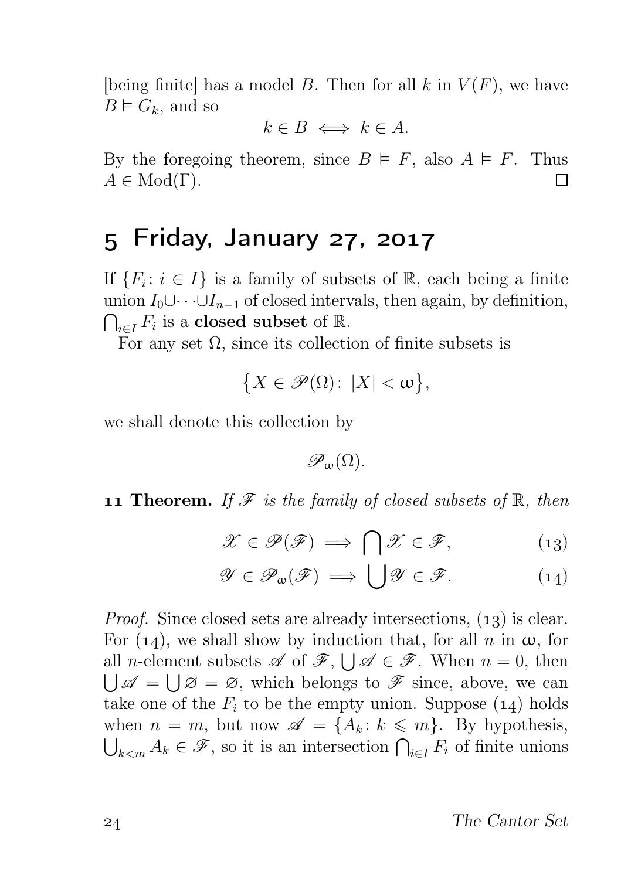[being finite] has a model $B$. Then for all $k$ in $V(F)$, we have $B \vDash G_k$, and so

$$k \in B \iff k \in A.$$

By the foregoing theorem, since $B \vDash F$, also $A \vDash F$. Thus $A \in \operatorname{Mod}(\Gamma)$. □

# 5 Friday, January 27, 2017

If $\{F_i \colon i \in I\}$ is a family of subsets of $\mathbb{R}$, each being a finite union $I_0 \cup \cdots \cup I_{n-1}$ of closed intervals, then again, by definition, $\bigcap_{i \in I} F_i$ is a **closed subset** of $\mathbb{R}$.

For any set $\Omega$, since its collection of finite subsets is

$$\{X \in \mathscr{P}(\Omega) \colon |X| < \omega\},$$

we shall denote this collection by

$$\mathscr{P}_\omega(\Omega).$$

**11 Theorem.** *If $\mathscr{F}$ is the family of closed subsets of $\mathbb{R}$, then*

$$\mathscr{X} \in \mathscr{P}(\mathscr{F}) \implies \bigcap \mathscr{X} \in \mathscr{F}, \tag{13}$$

$$\mathscr{Y} \in \mathscr{P}_\omega(\mathscr{F}) \implies \bigcup \mathscr{Y} \in \mathscr{F}. \tag{14}$$

*Proof.* Since closed sets are already intersections, (13) is clear. For (14), we shall show by induction that, for all $n$ in $\omega$, for all $n$-element subsets $\mathscr{A}$ of $\mathscr{F}$, $\bigcup \mathscr{A} \in \mathscr{F}$. When $n = 0$, then $\bigcup \mathscr{A} = \bigcup \varnothing = \varnothing$, which belongs to $\mathscr{F}$ since, above, we can take one of the $F_i$ to be the empty union. Suppose (14) holds when $n = m$, but now $\mathscr{A} = \{A_k \colon k \leqslant m\}$. By hypothesis, $\bigcup_{k<m} A_k \in \mathscr{F}$, so it is an intersection $\bigcap_{i \in I} F_i$ of finite unions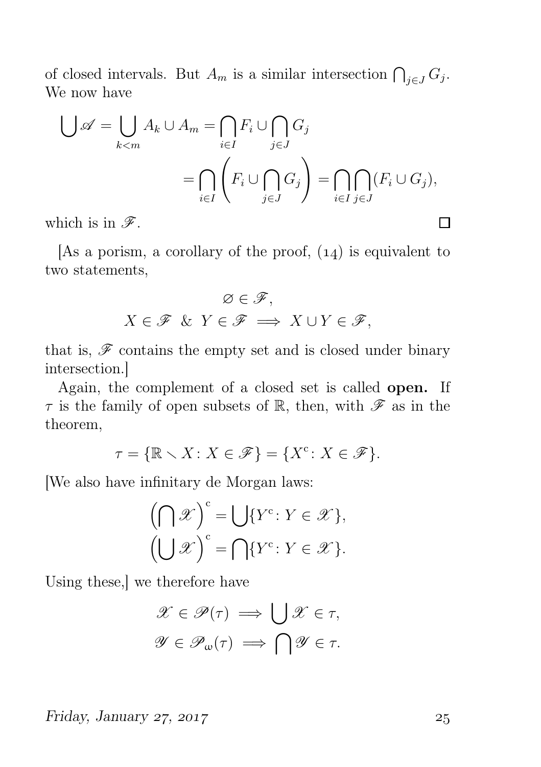of closed intervals. But $A_m$ is a similar intersection $\bigcap_{j\in J} G_j$. We now have

$$\begin{aligned}\bigcup \mathscr{A} = \bigcup_{k<m} A_k \cup A_m &= \bigcap_{i\in I} F_i \cup \bigcap_{j\in J} G_j \\ &= \bigcap_{i\in I}\left(F_i \cup \bigcap_{j\in J} G_j\right) = \bigcap_{i\in I}\bigcap_{j\in J}(F_i \cup G_j),\end{aligned}$$

which is in $\mathscr{F}$. □

[As a porism, a corollary of the proof, (14) is equivalent to two statements,

$$\varnothing \in \mathscr{F},$$
$$X \in \mathscr{F} \;\&\; Y \in \mathscr{F} \implies X \cup Y \in \mathscr{F},$$

that is, $\mathscr{F}$ contains the empty set and is closed under binary intersection.]

Again, the complement of a closed set is called **open.** If $\tau$ is the family of open subsets of $\mathbb{R}$, then, with $\mathscr{F}$ as in the theorem,

$$\tau = \{\mathbb{R} \smallsetminus X \colon X \in \mathscr{F}\} = \{X^{\mathrm{c}} \colon X \in \mathscr{F}\}.$$

[We also have infinitary de Morgan laws:

$$\left(\bigcap \mathscr{X}\right)^{\mathrm{c}} = \bigcup\{Y^{\mathrm{c}} \colon Y \in \mathscr{X}\},$$
$$\left(\bigcup \mathscr{X}\right)^{\mathrm{c}} = \bigcap\{Y^{\mathrm{c}} \colon Y \in \mathscr{X}\}.$$

Using these,] we therefore have

$$\mathscr{X} \in \mathscr{P}(\tau) \implies \bigcup \mathscr{X} \in \tau,$$
$$\mathscr{Y} \in \mathscr{P}_{\omega}(\tau) \implies \bigcap \mathscr{Y} \in \tau.$$

*Friday, January 27, 2017*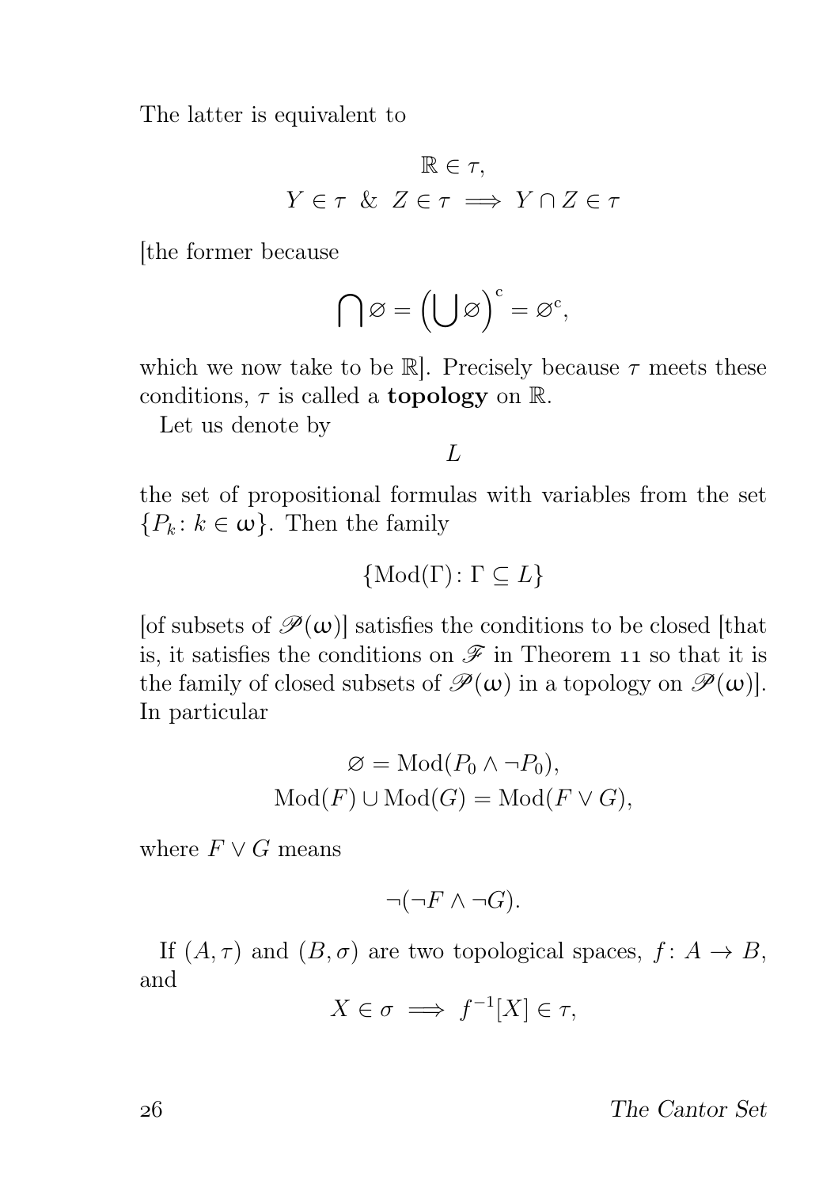The latter is equivalent to

$$\mathbb{R} \in \tau,$$
$$Y \in \tau \ \& \ Z \in \tau \implies Y \cap Z \in \tau$$

[the former because

$$\bigcap \varnothing = \left(\bigcup \varnothing\right)^{\mathrm{c}} = \varnothing^{\mathrm{c}},$$

which we now take to be $\mathbb{R}$]. Precisely because $\tau$ meets these conditions, $\tau$ is called a **topology** on $\mathbb{R}$.

Let us denote by

$$L$$

the set of propositional formulas with variables from the set $\{P_k \colon k \in \omega\}$. Then the family

$$\{\mathrm{Mod}(\Gamma) \colon \Gamma \subseteq L\}$$

[of subsets of $\mathscr{P}(\omega)$] satisfies the conditions to be closed [that is, it satisfies the conditions on $\mathscr{F}$ in Theorem 11 so that it is the family of closed subsets of $\mathscr{P}(\omega)$ in a topology on $\mathscr{P}(\omega)$]. In particular

$$\varnothing = \mathrm{Mod}(P_0 \wedge \neg P_0),$$
$$\mathrm{Mod}(F) \cup \mathrm{Mod}(G) = \mathrm{Mod}(F \vee G),$$

where $F \vee G$ means

$$\neg(\neg F \wedge \neg G).$$

If $(A, \tau)$ and $(B, \sigma)$ are two topological spaces, $f \colon A \to B$, and

$$X \in \sigma \implies f^{-1}[X] \in \tau,$$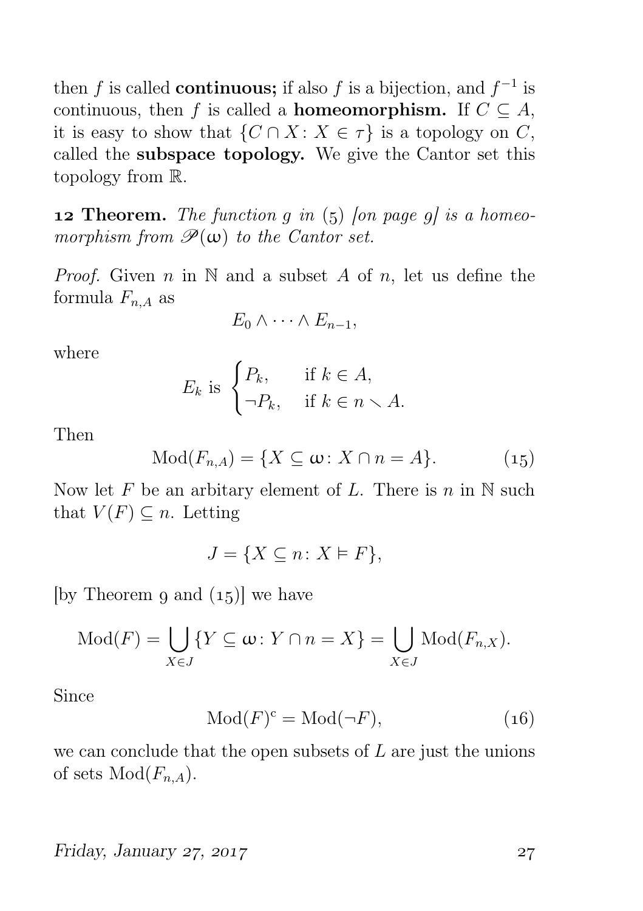then $f$ is called **continuous;** if also $f$ is a bijection, and $f^{-1}$ is continuous, then $f$ is called a **homeomorphism.** If $C \subseteq A$, it is easy to show that $\{C \cap X : X \in \tau\}$ is a topology on $C$, called the **subspace topology.** We give the Cantor set this topology from $\mathbb{R}$.

**12 Theorem.** *The function $g$ in (5) [on page 9] is a homeomorphism from $\mathscr{P}(\omega)$ to the Cantor set.*

*Proof.* Given $n$ in $\mathbb{N}$ and a subset $A$ of $n$, let us define the formula $F_{n,A}$ as

$$E_0 \wedge \cdots \wedge E_{n-1},$$

where

$$E_k \text{ is } \begin{cases} P_k, & \text{if } k \in A, \\ \neg P_k, & \text{if } k \in n \smallsetminus A. \end{cases}$$

Then

$$\mathrm{Mod}(F_{n,A}) = \{X \subseteq \omega : X \cap n = A\}. \tag{15}$$

Now let $F$ be an arbitary element of $L$. There is $n$ in $\mathbb{N}$ such that $V(F) \subseteq n$. Letting

$$J = \{X \subseteq n : X \vDash F\},$$

[by Theorem 9 and (15)] we have

$$\mathrm{Mod}(F) = \bigcup_{X \in J} \{Y \subseteq \omega : Y \cap n = X\} = \bigcup_{X \in J} \mathrm{Mod}(F_{n,X}).$$

Since

$$\mathrm{Mod}(F)^{\mathrm{c}} = \mathrm{Mod}(\neg F), \tag{16}$$

we can conclude that the open subsets of $L$ are just the unions of sets $\mathrm{Mod}(F_{n,A})$.

*Friday, January 27, 2017*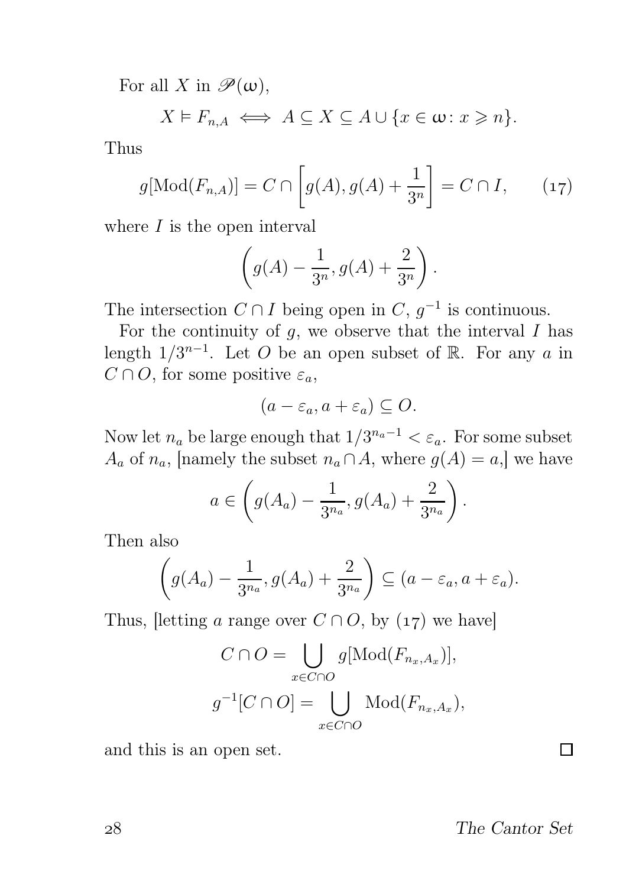For all $X$ in $\mathscr{P}(\omega)$,

$$X \vDash F_{n,A} \iff A \subseteq X \subseteq A \cup \{x \in \omega \colon x \geqslant n\}.$$

Thus

$$g[\mathrm{Mod}(F_{n,A})] = C \cap \left[g(A), g(A) + \frac{1}{3^n}\right] = C \cap I, \tag{17}$$

where $I$ is the open interval

$$\left(g(A) - \frac{1}{3^n}, g(A) + \frac{2}{3^n}\right).$$

The intersection $C \cap I$ being open in $C$, $g^{-1}$ is continuous.

For the continuity of $g$, we observe that the interval $I$ has length $1/3^{n-1}$. Let $O$ be an open subset of $\mathbb{R}$. For any $a$ in $C \cap O$, for some positive $\varepsilon_a$,

$$(a - \varepsilon_a, a + \varepsilon_a) \subseteq O.$$

Now let $n_a$ be large enough that $1/3^{n_a - 1} < \varepsilon_a$. For some subset $A_a$ of $n_a$, [namely the subset $n_a \cap A$, where $g(A) = a$,] we have

$$a \in \left(g(A_a) - \frac{1}{3^{n_a}}, g(A_a) + \frac{2}{3^{n_a}}\right).$$

Then also

$$\left(g(A_a) - \frac{1}{3^{n_a}}, g(A_a) + \frac{2}{3^{n_a}}\right) \subseteq (a - \varepsilon_a, a + \varepsilon_a).$$

Thus, [letting $a$ range over $C \cap O$, by (17) we have]

$$C \cap O = \bigcup_{x \in C \cap O} g[\mathrm{Mod}(F_{n_x, A_x})],$$

$$g^{-1}[C \cap O] = \bigcup_{x \in C \cap O} \mathrm{Mod}(F_{n_x, A_x}),$$

and this is an open set. □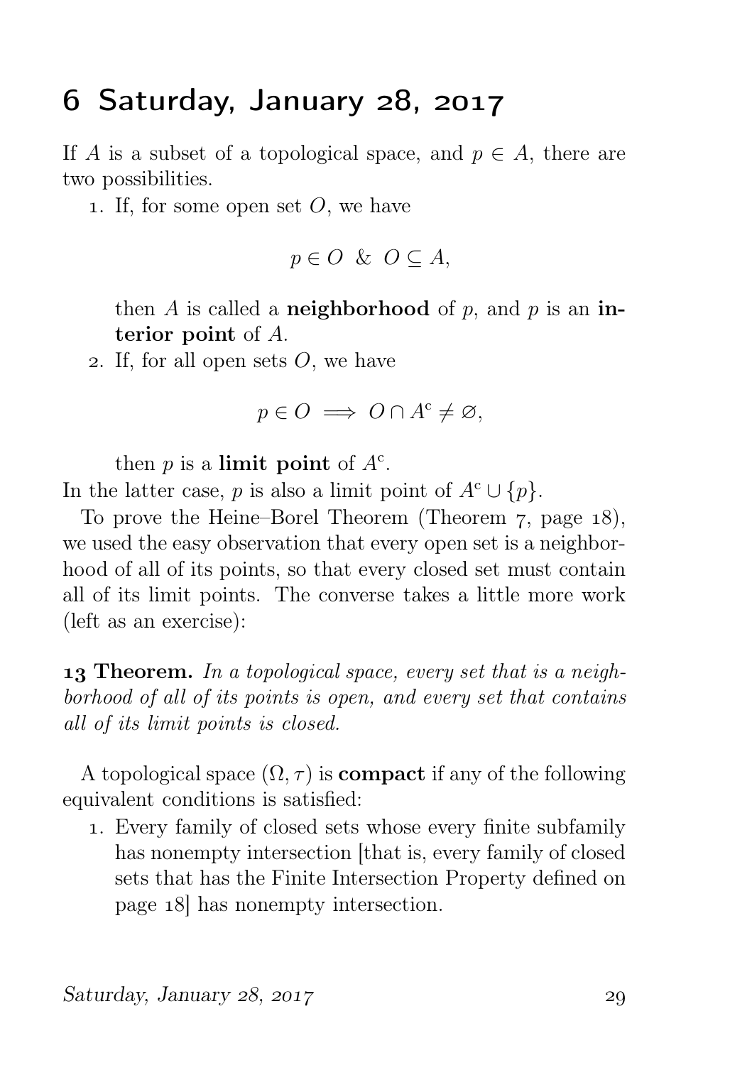# 6 Saturday, January 28, 2017

If $A$ is a subset of a topological space, and $p \in A$, there are two possibilities.

1. If, for some open set $O$, we have

$$p \in O \ \& \ O \subseteq A,$$

   then $A$ is called a **neighborhood** of $p$, and $p$ is an **interior point** of $A$.

2. If, for all open sets $O$, we have

$$p \in O \implies O \cap A^{\mathrm{c}} \neq \varnothing,$$

   then $p$ is a **limit point** of $A^{\mathrm{c}}$.

In the latter case, $p$ is also a limit point of $A^{\mathrm{c}} \cup \{p\}$.

To prove the Heine–Borel Theorem (Theorem 7, page 18), we used the easy observation that every open set is a neighborhood of all of its points, so that every closed set must contain all of its limit points. The converse takes a little more work (left as an exercise):

**13 Theorem.** *In a topological space, every set that is a neighborhood of all of its points is open, and every set that contains all of its limit points is closed.*

A topological space $(\Omega, \tau)$ is **compact** if any of the following equivalent conditions is satisfied:

1. Every family of closed sets whose every finite subfamily has nonempty intersection [that is, every family of closed sets that has the Finite Intersection Property defined on page 18] has nonempty intersection.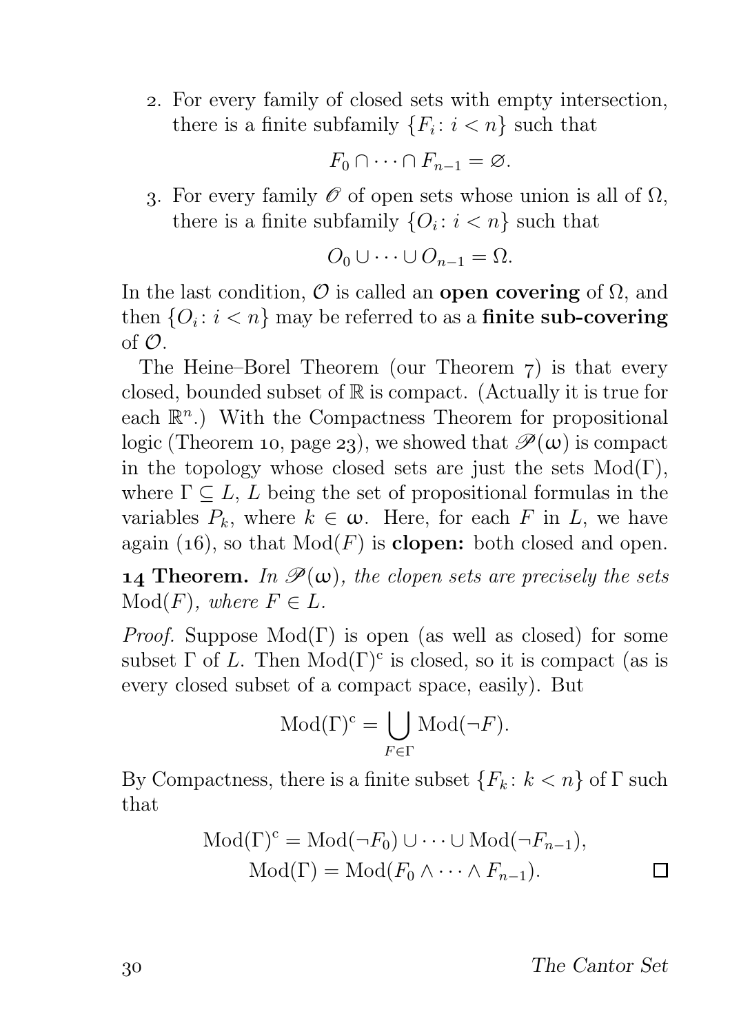2. For every family of closed sets with empty intersection, there is a finite subfamily $\{F_i : i < n\}$ such that

$$F_0 \cap \cdots \cap F_{n-1} = \varnothing.$$

3. For every family $\mathscr{O}$ of open sets whose union is all of $\Omega$, there is a finite subfamily $\{O_i : i < n\}$ such that

$$O_0 \cup \cdots \cup O_{n-1} = \Omega.$$

In the last condition, $\mathcal{O}$ is called an **open covering** of $\Omega$, and then $\{O_i : i < n\}$ may be referred to as a **finite sub-covering** of $\mathcal{O}$.

The Heine–Borel Theorem (our Theorem 7) is that every closed, bounded subset of $\mathbb{R}$ is compact. (Actually it is true for each $\mathbb{R}^n$.) With the Compactness Theorem for propositional logic (Theorem 10, page 23), we showed that $\mathscr{P}(\omega)$ is compact in the topology whose closed sets are just the sets $\mathrm{Mod}(\Gamma)$, where $\Gamma \subseteq L$, $L$ being the set of propositional formulas in the variables $P_k$, where $k \in \omega$. Here, for each $F$ in $L$, we have again (16), so that $\mathrm{Mod}(F)$ is **clopen:** both closed and open.

**14 Theorem.** *In $\mathscr{P}(\omega)$, the clopen sets are precisely the sets $\mathrm{Mod}(F)$, where $F \in L$.*

*Proof.* Suppose $\mathrm{Mod}(\Gamma)$ is open (as well as closed) for some subset $\Gamma$ of $L$. Then $\mathrm{Mod}(\Gamma)^{\mathrm{c}}$ is closed, so it is compact (as is every closed subset of a compact space, easily). But

$$\mathrm{Mod}(\Gamma)^{\mathrm{c}} = \bigcup_{F \in \Gamma} \mathrm{Mod}(\neg F).$$

By Compactness, there is a finite subset $\{F_k : k < n\}$ of $\Gamma$ such that

$$\mathrm{Mod}(\Gamma)^{\mathrm{c}} = \mathrm{Mod}(\neg F_0) \cup \cdots \cup \mathrm{Mod}(\neg F_{n-1}),$$
$$\mathrm{Mod}(\Gamma) = \mathrm{Mod}(F_0 \wedge \cdots \wedge F_{n-1}).$$

□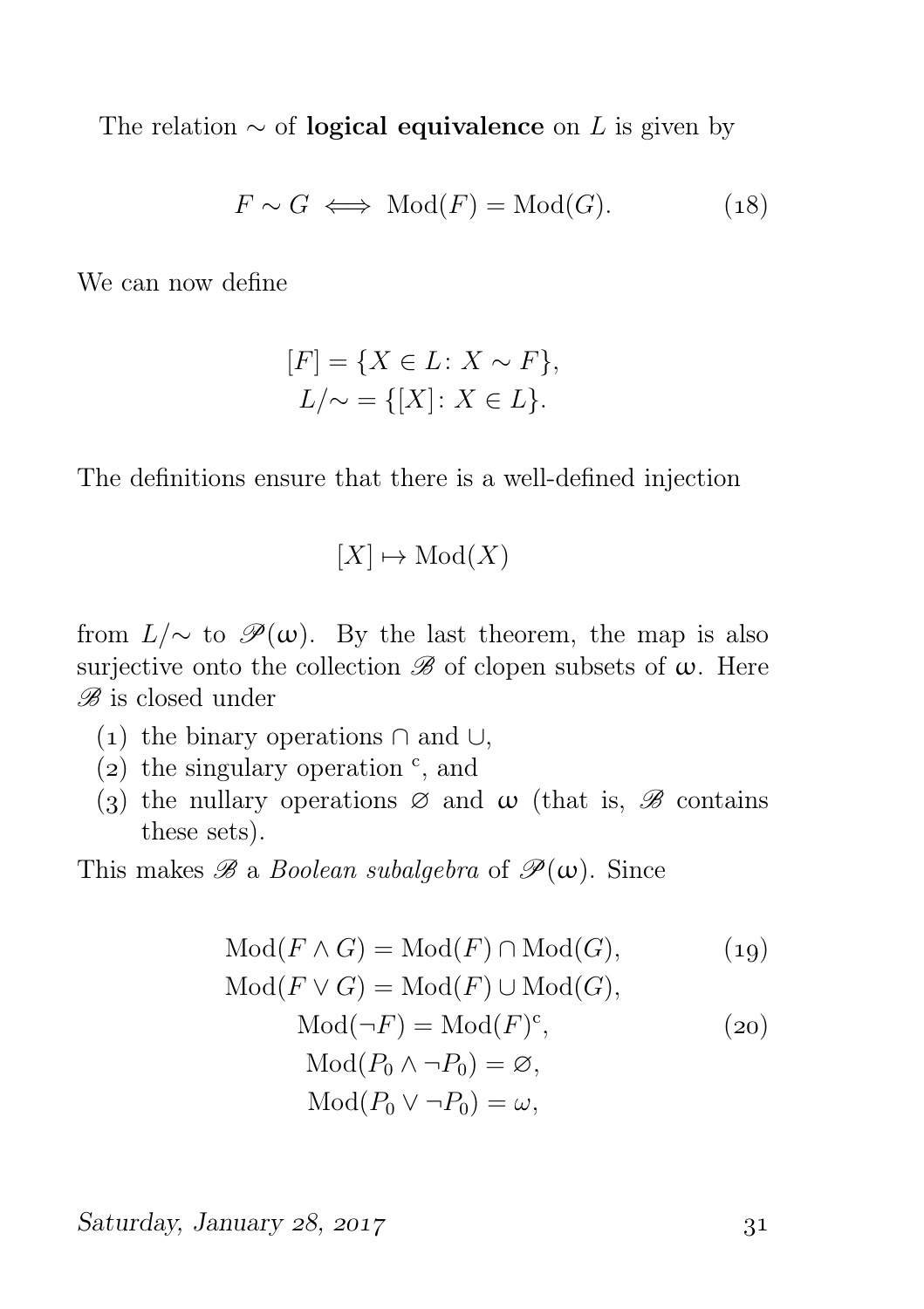The relation $\sim$ of **logical equivalence** on $L$ is given by

$$F \sim G \iff \mathrm{Mod}(F) = \mathrm{Mod}(G). \tag{18}$$

We can now define

$$[F] = \{X \in L \colon X \sim F\},$$
$$L/{\sim} = \{[X] \colon X \in L\}.$$

The definitions ensure that there is a well-defined injection

$$[X] \mapsto \mathrm{Mod}(X)$$

from $L/{\sim}$ to $\mathscr{P}(\omega)$. By the last theorem, the map is also surjective onto the collection $\mathscr{B}$ of clopen subsets of $\omega$. Here $\mathscr{B}$ is closed under

1. the binary operations $\cap$ and $\cup$,
2. the singulary operation $^{\mathrm{c}}$, and
3. the nullary operations $\varnothing$ and $\omega$ (that is, $\mathscr{B}$ contains these sets).

This makes $\mathscr{B}$ a *Boolean subalgebra* of $\mathscr{P}(\omega)$. Since

$$\mathrm{Mod}(F \wedge G) = \mathrm{Mod}(F) \cap \mathrm{Mod}(G), \tag{19}$$
$$\mathrm{Mod}(F \vee G) = \mathrm{Mod}(F) \cup \mathrm{Mod}(G),$$
$$\mathrm{Mod}(\neg F) = \mathrm{Mod}(F)^{\mathrm{c}}, \tag{20}$$
$$\mathrm{Mod}(P_0 \wedge \neg P_0) = \varnothing,$$
$$\mathrm{Mod}(P_0 \vee \neg P_0) = \omega,$$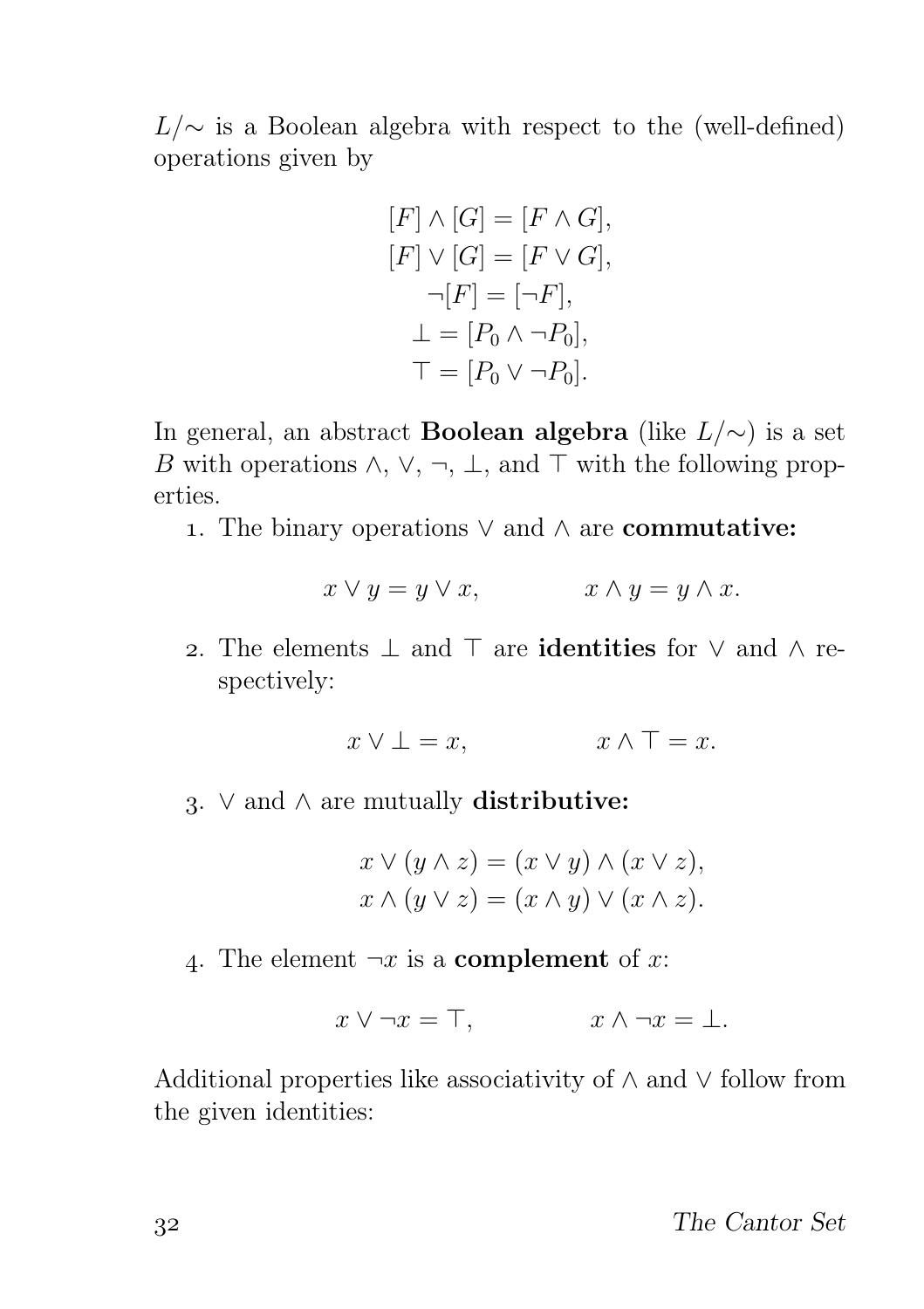$L/{\sim}$ is a Boolean algebra with respect to the (well-defined) operations given by

$$
\begin{aligned}
[F] \wedge [G] &= [F \wedge G], \\
[F] \vee [G] &= [F \vee G], \\
\neg [F] &= [\neg F], \\
\bot &= [P_0 \wedge \neg P_0], \\
\top &= [P_0 \vee \neg P_0].
\end{aligned}
$$

In general, an abstract **Boolean algebra** (like $L/{\sim}$) is a set $B$ with operations $\wedge$, $\vee$, $\neg$, $\bot$, and $\top$ with the following properties.

1. The binary operations $\vee$ and $\wedge$ are **commutative:**

$$x \vee y = y \vee x, \qquad x \wedge y = y \wedge x.$$

2. The elements $\bot$ and $\top$ are **identities** for $\vee$ and $\wedge$ respectively:

$$x \vee \bot = x, \qquad x \wedge \top = x.$$

3. $\vee$ and $\wedge$ are mutually **distributive:**

$$
\begin{aligned}
x \vee (y \wedge z) &= (x \vee y) \wedge (x \vee z), \\
x \wedge (y \vee z) &= (x \wedge y) \vee (x \wedge z).
\end{aligned}
$$

4. The element $\neg x$ is a **complement** of $x$:

$$x \vee \neg x = \top, \qquad x \wedge \neg x = \bot.$$

Additional properties like associativity of $\wedge$ and $\vee$ follow from the given identities: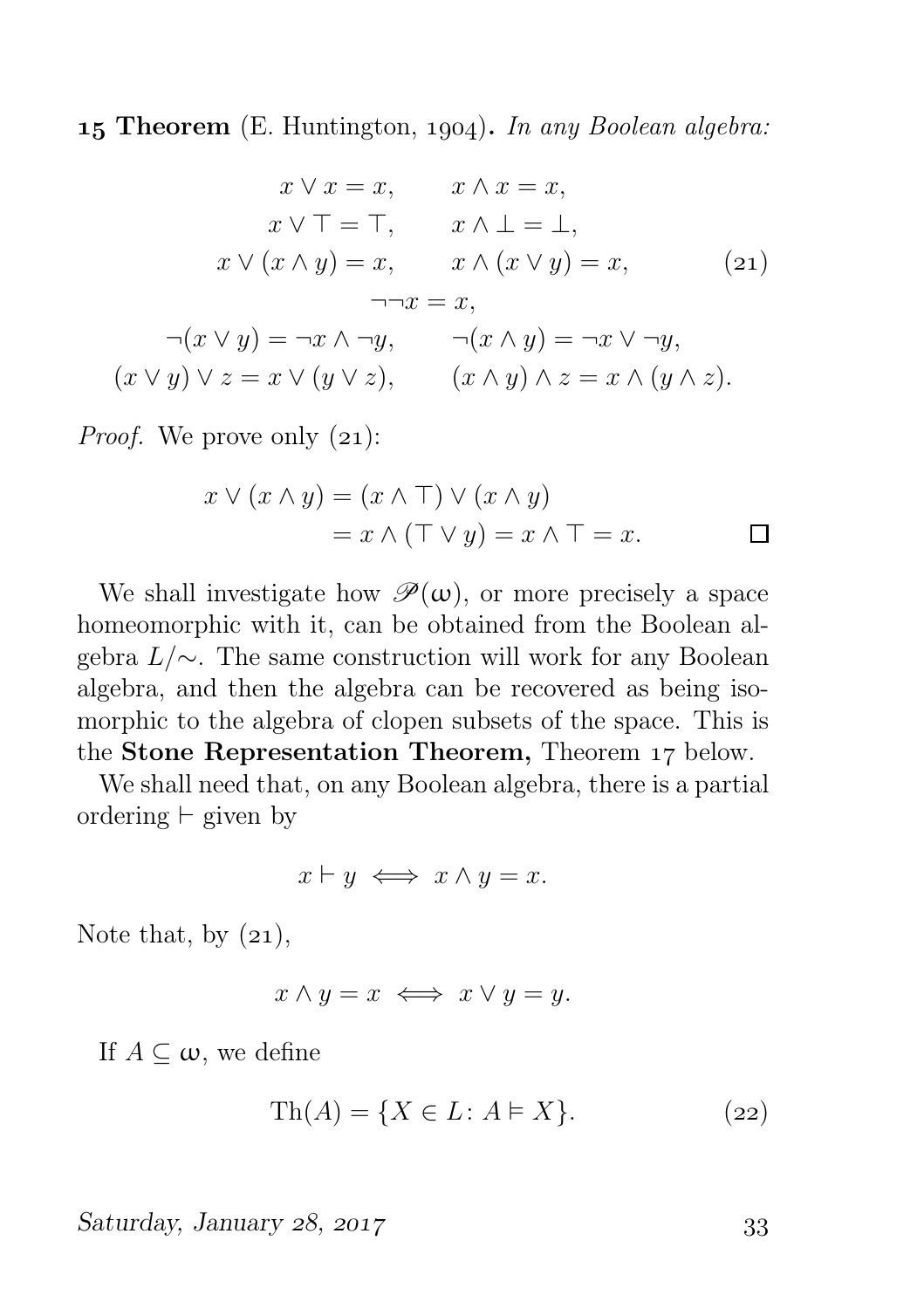**15 Theorem** (E. Huntington, 1904)**.** *In any Boolean algebra:*

$$
\begin{gathered}
x \vee x = x, \qquad x \wedge x = x, \\
x \vee \top = \top, \qquad x \wedge \bot = \bot, \\
x \vee (x \wedge y) = x, \qquad x \wedge (x \vee y) = x, \\
\neg\neg x = x, \\
\neg(x \vee y) = \neg x \wedge \neg y, \qquad \neg(x \wedge y) = \neg x \vee \neg y, \\
(x \vee y) \vee z = x \vee (y \vee z), \qquad (x \wedge y) \wedge z = x \wedge (y \wedge z).
\end{gathered} \tag{21}
$$

*Proof.* We prove only (21):

$$
\begin{aligned}
x \vee (x \wedge y) &= (x \wedge \top) \vee (x \wedge y) \\
&= x \wedge (\top \vee y) = x \wedge \top = x.
\end{aligned}
$$

□

We shall investigate how $\mathscr{P}(\omega)$, or more precisely a space homeomorphic with it, can be obtained from the Boolean algebra $L/{\sim}$. The same construction will work for any Boolean algebra, and then the algebra can be recovered as being isomorphic to the algebra of clopen subsets of the space. This is the **Stone Representation Theorem,** Theorem 17 below.

We shall need that, on any Boolean algebra, there is a partial ordering $\vdash$ given by

$$x \vdash y \iff x \wedge y = x.$$

Note that, by (21),

$$x \wedge y = x \iff x \vee y = y.$$

If $A \subseteq \omega$, we define

$$\mathrm{Th}(A) = \{X \in L \colon A \vDash X\}. \tag{22}$$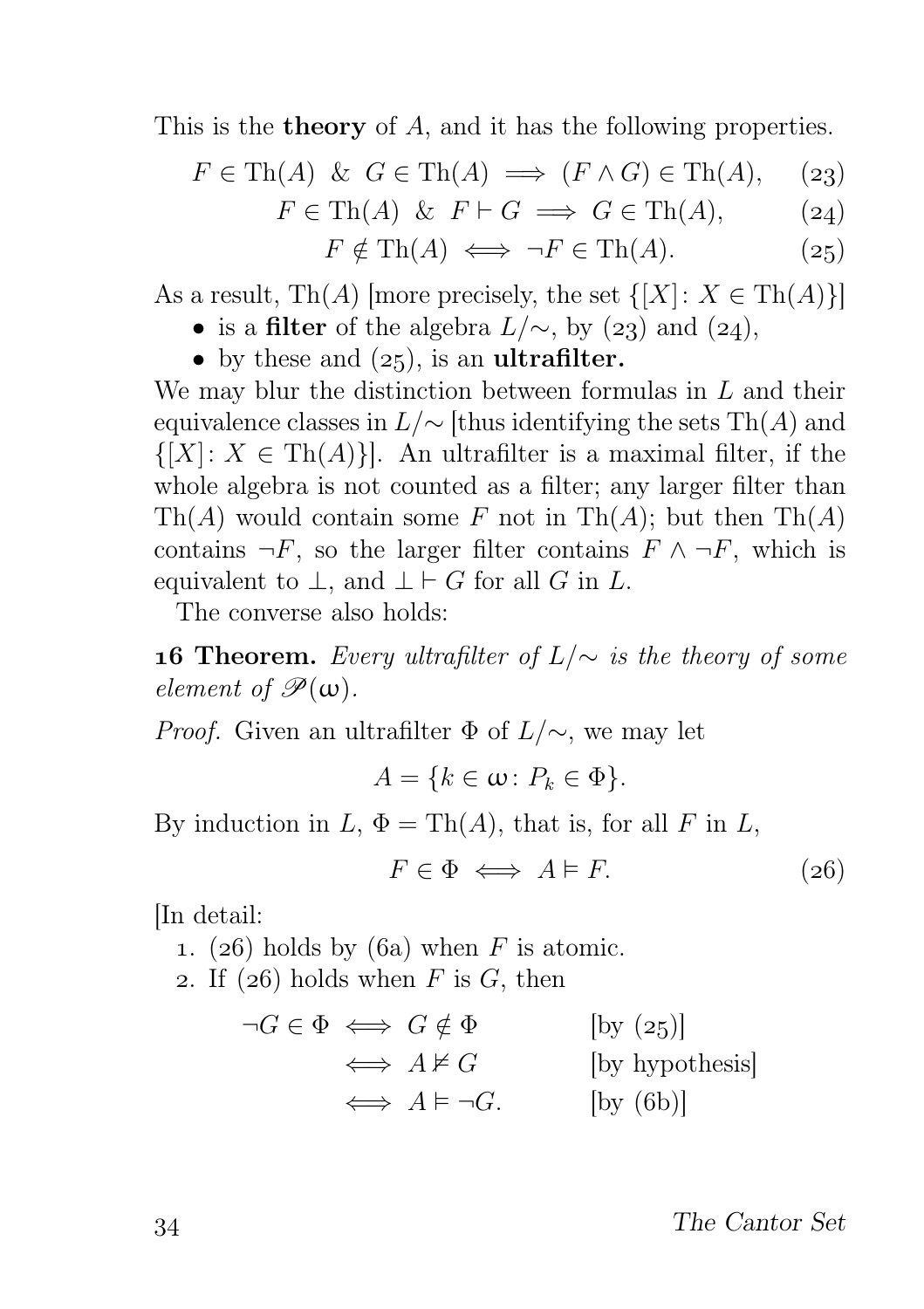This is the **theory** of $A$, and it has the following properties.

$$F \in \mathrm{Th}(A) \ \& \ G \in \mathrm{Th}(A) \implies (F \wedge G) \in \mathrm{Th}(A), \tag{23}$$

$$F \in \mathrm{Th}(A) \ \& \ F \vdash G \implies G \in \mathrm{Th}(A), \tag{24}$$

$$F \notin \mathrm{Th}(A) \iff \neg F \in \mathrm{Th}(A). \tag{25}$$

As a result, $\mathrm{Th}(A)$ [more precisely, the set $\{[X] \colon X \in \mathrm{Th}(A)\}$]

- is a **filter** of the algebra $L/{\sim}$, by (23) and (24),
- by these and (25), is an **ultrafilter.**

We may blur the distinction between formulas in $L$ and their equivalence classes in $L/{\sim}$ [thus identifying the sets $\mathrm{Th}(A)$ and $\{[X] \colon X \in \mathrm{Th}(A)\}$]. An ultrafilter is a maximal filter, if the whole algebra is not counted as a filter; any larger filter than $\mathrm{Th}(A)$ would contain some $F$ not in $\mathrm{Th}(A)$; but then $\mathrm{Th}(A)$ contains $\neg F$, so the larger filter contains $F \wedge \neg F$, which is equivalent to $\bot$, and $\bot \vdash G$ for all $G$ in $L$.

The converse also holds:

**16 Theorem.** *Every ultrafilter of $L/{\sim}$ is the theory of some element of $\mathscr{P}(\omega)$.*

*Proof.* Given an ultrafilter $\Phi$ of $L/{\sim}$, we may let

$$A = \{k \in \omega \colon P_k \in \Phi\}.$$

By induction in $L$, $\Phi = \mathrm{Th}(A)$, that is, for all $F$ in $L$,

$$F \in \Phi \iff A \vDash F. \tag{26}$$

[In detail:

1. (26) holds by (6a) when $F$ is atomic.
2. If (26) holds when $F$ is $G$, then

$$\begin{aligned}
\neg G \in \Phi &\iff G \notin \Phi && \text{[by (25)]} \\
&\iff A \nvDash G && \text{[by hypothesis]} \\
&\iff A \vDash \neg G. && \text{[by (6b)]}
\end{aligned}$$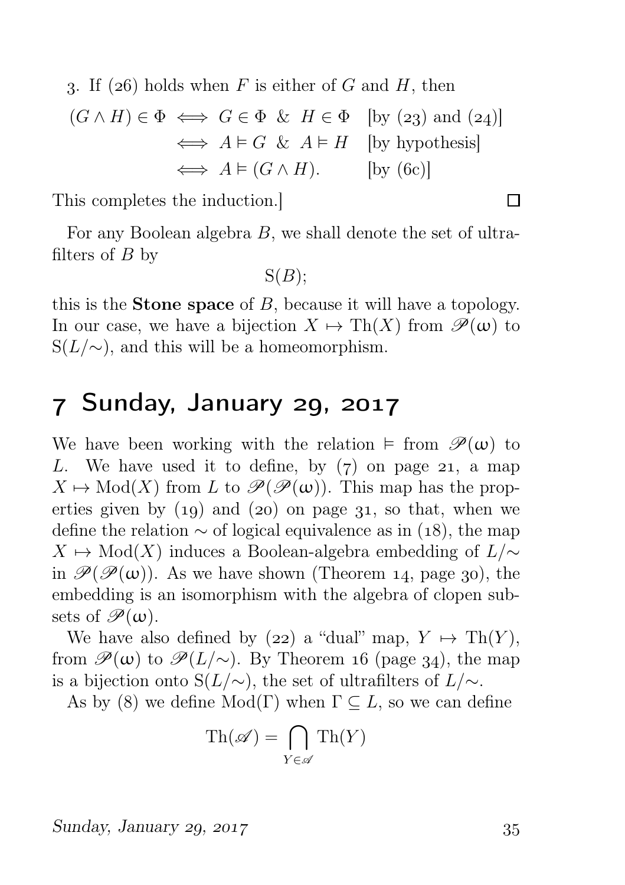3. If (26) holds when $F$ is either of $G$ and $H$, then

$$\begin{aligned}
(G \wedge H) \in \Phi &\iff G \in \Phi \;\;\&\;\; H \in \Phi && \text{[by (23) and (24)]}\\
&\iff A \vDash G \;\;\&\;\; A \vDash H && \text{[by hypothesis]}\\
&\iff A \vDash (G \wedge H). && \text{[by (6c)]}
\end{aligned}$$

This completes the induction.] □

For any Boolean algebra $B$, we shall denote the set of ultrafilters of $B$ by

$$\mathrm{S}(B);$$

this is the **Stone space** of $B$, because it will have a topology. In our case, we have a bijection $X \mapsto \mathrm{Th}(X)$ from $\mathscr{P}(\omega)$ to $\mathrm{S}(L/{\sim})$, and this will be a homeomorphism.

## 7 Sunday, January 29, 2017

We have been working with the relation $\vDash$ from $\mathscr{P}(\omega)$ to $L$. We have used it to define, by (7) on page 21, a map $X \mapsto \mathrm{Mod}(X)$ from $L$ to $\mathscr{P}(\mathscr{P}(\omega))$. This map has the properties given by (19) and (20) on page 31, so that, when we define the relation $\sim$ of logical equivalence as in (18), the map $X \mapsto \mathrm{Mod}(X)$ induces a Boolean-algebra embedding of $L/{\sim}$ in $\mathscr{P}(\mathscr{P}(\omega))$. As we have shown (Theorem 14, page 30), the embedding is an isomorphism with the algebra of clopen subsets of $\mathscr{P}(\omega)$.

We have also defined by (22) a "dual" map, $Y \mapsto \mathrm{Th}(Y)$, from $\mathscr{P}(\omega)$ to $\mathscr{P}(L/{\sim})$. By Theorem 16 (page 34), the map is a bijection onto $\mathrm{S}(L/{\sim})$, the set of ultrafilters of $L/{\sim}$.

As by (8) we define $\mathrm{Mod}(\Gamma)$ when $\Gamma \subseteq L$, so we can define

$$\mathrm{Th}(\mathscr{A}) = \bigcap_{Y \in \mathscr{A}} \mathrm{Th}(Y)$$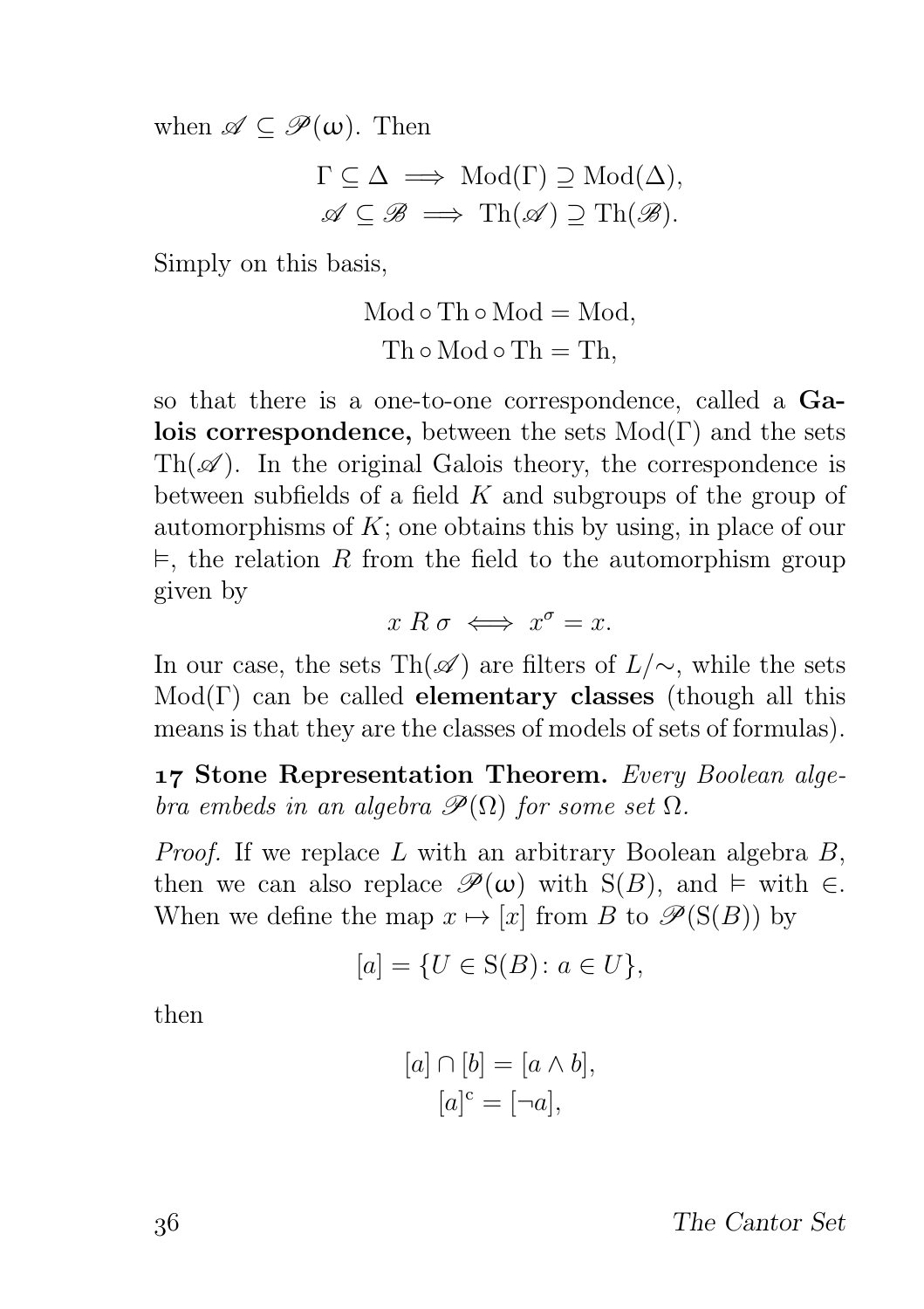when $\mathscr{A} \subseteq \mathscr{P}(\omega)$. Then

$$\Gamma \subseteq \Delta \implies \operatorname{Mod}(\Gamma) \supseteq \operatorname{Mod}(\Delta),$$
$$\mathscr{A} \subseteq \mathscr{B} \implies \operatorname{Th}(\mathscr{A}) \supseteq \operatorname{Th}(\mathscr{B}).$$

Simply on this basis,

$$\operatorname{Mod} \circ \operatorname{Th} \circ \operatorname{Mod} = \operatorname{Mod},$$
$$\operatorname{Th} \circ \operatorname{Mod} \circ \operatorname{Th} = \operatorname{Th},$$

so that there is a one-to-one correspondence, called a **Galois correspondence,** between the sets $\operatorname{Mod}(\Gamma)$ and the sets $\operatorname{Th}(\mathscr{A})$. In the original Galois theory, the correspondence is between subfields of a field $K$ and subgroups of the group of automorphisms of $K$; one obtains this by using, in place of our $\vDash$, the relation $R$ from the field to the automorphism group given by

$$x \mathrel{R} \sigma \iff x^\sigma = x.$$

In our case, the sets $\operatorname{Th}(\mathscr{A})$ are filters of $L/{\sim}$, while the sets $\operatorname{Mod}(\Gamma)$ can be called **elementary classes** (though all this means is that they are the classes of models of sets of formulas).

**17 Stone Representation Theorem.** *Every Boolean algebra embeds in an algebra $\mathscr{P}(\Omega)$ for some set $\Omega$.*

*Proof.* If we replace $L$ with an arbitrary Boolean algebra $B$, then we can also replace $\mathscr{P}(\omega)$ with $\mathrm{S}(B)$, and $\vDash$ with $\in$. When we define the map $x \mapsto [x]$ from $B$ to $\mathscr{P}(\mathrm{S}(B))$ by

$$[a] = \{U \in \mathrm{S}(B) \colon a \in U\},$$

then

$$[a] \cap [b] = [a \wedge b],$$
$$[a]^{\mathrm{c}} = [\neg a],$$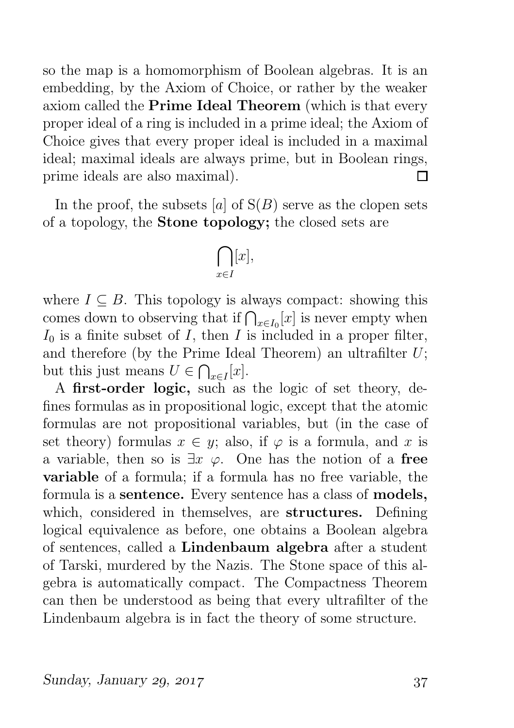so the map is a homomorphism of Boolean algebras. It is an embedding, by the Axiom of Choice, or rather by the weaker axiom called the **Prime Ideal Theorem** (which is that every proper ideal of a ring is included in a prime ideal; the Axiom of Choice gives that every proper ideal is included in a maximal ideal; maximal ideals are always prime, but in Boolean rings, prime ideals are also maximal). □

In the proof, the subsets $[a]$ of $\mathrm{S}(B)$ serve as the clopen sets of a topology, the **Stone topology;** the closed sets are

$$\bigcap_{x\in I}[x],$$

where $I \subseteq B$. This topology is always compact: showing this comes down to observing that if $\bigcap_{x\in I_0}[x]$ is never empty when $I_0$ is a finite subset of $I$, then $I$ is included in a proper filter, and therefore (by the Prime Ideal Theorem) an ultrafilter $U$; but this just means $U \in \bigcap_{x\in I}[x]$.

A **first-order logic,** such as the logic of set theory, defines formulas as in propositional logic, except that the atomic formulas are not propositional variables, but (in the case of set theory) formulas $x \in y$; also, if $\varphi$ is a formula, and $x$ is a variable, then so is $\exists x\ \varphi$. One has the notion of a **free variable** of a formula; if a formula has no free variable, the formula is a **sentence.** Every sentence has a class of **models,** which, considered in themselves, are **structures.** Defining logical equivalence as before, one obtains a Boolean algebra of sentences, called a **Lindenbaum algebra** after a student of Tarski, murdered by the Nazis. The Stone space of this algebra is automatically compact. The Compactness Theorem can then be understood as being that every ultrafilter of the Lindenbaum algebra is in fact the theory of some structure.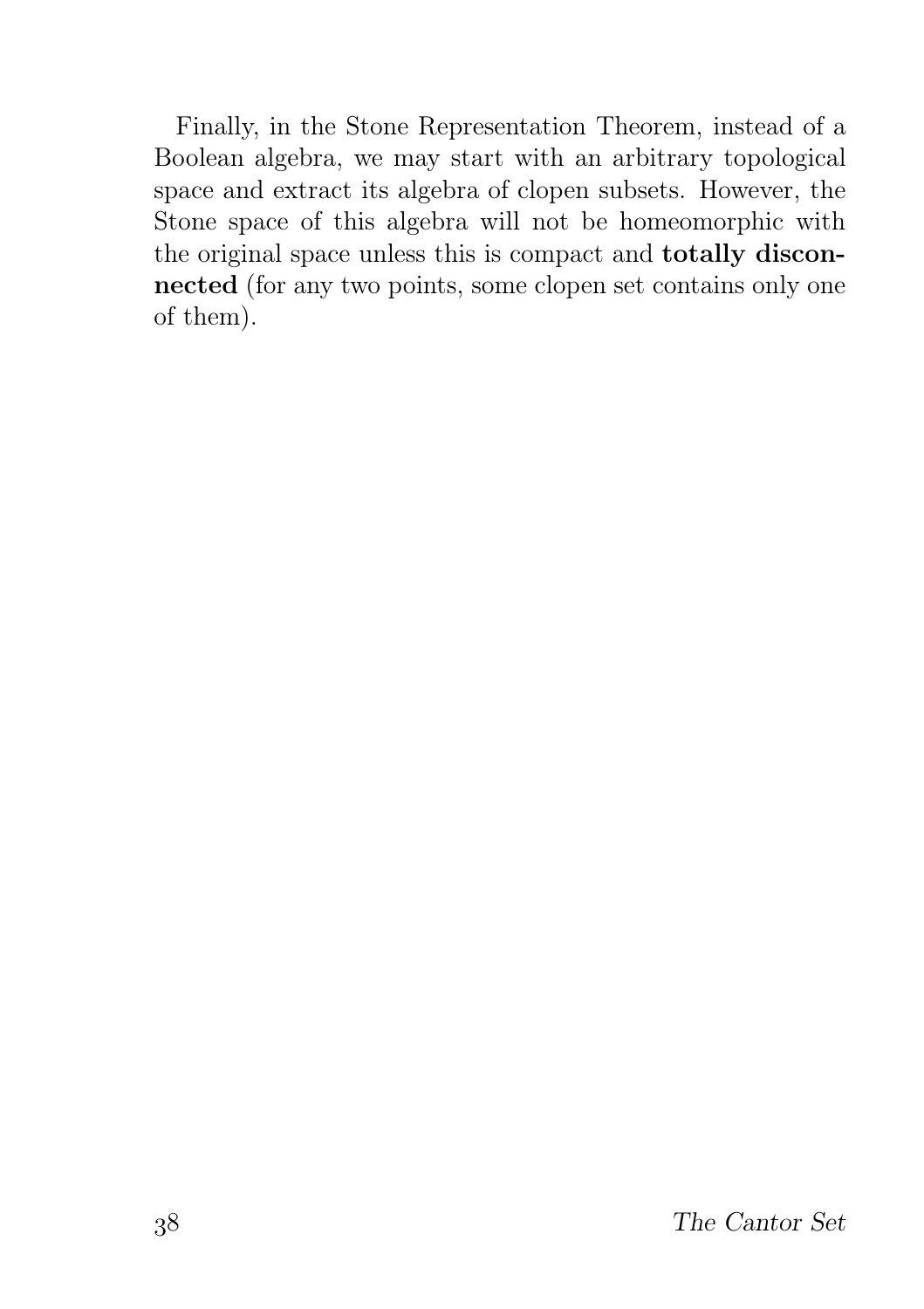Finally, in the Stone Representation Theorem, instead of a Boolean algebra, we may start with an arbitrary topological space and extract its algebra of clopen subsets. However, the Stone space of this algebra will not be homeomorphic with the original space unless this is compact and **totally disconnected** (for any two points, some clopen set contains only one of them).